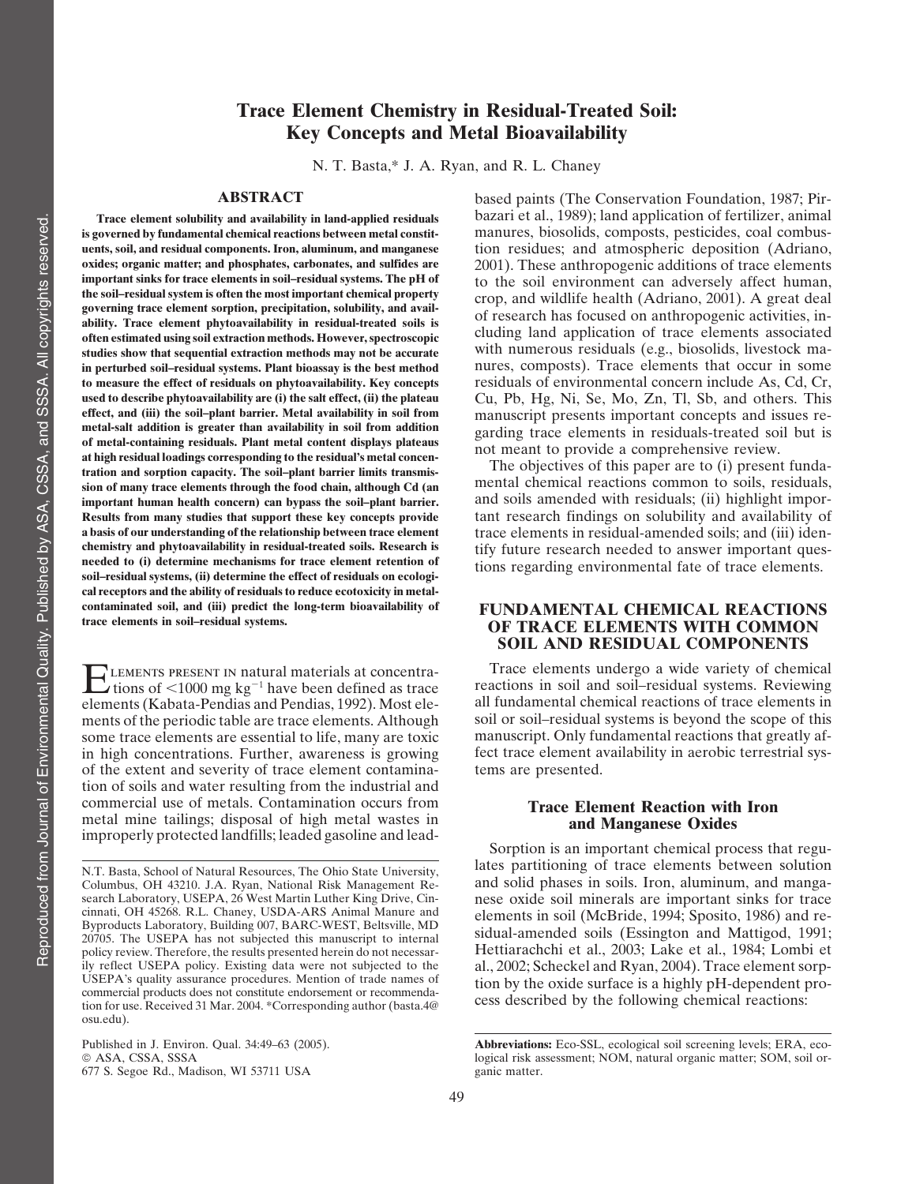# Trace Element Chemistry in Residual-Treated Soil: Key Concepts and Metal Bioavailability

N. T. Basta,* J. A. Ryan, and R. L. Chaney

## ABSTRACT

**Trace element solubility and availability in land-applied residuals is governed by fundamental chemical reactions between metal constituents, soil, and residual components. Iron, aluminum, and manganese oxides; organic matter; and phosphates, carbonates, and sulfides are important sinks for trace elements in soil–residual systems. The pH of the soil–residual system is often the most important chemical property governing trace element sorption, precipitation, solubility, and availability. Trace element phytoavailability in residual-treated soils is often estimated using soil extraction methods. However, spectroscopic studies show that sequential extraction methods may not be accurate in perturbed soil–residual systems. Plant bioassay is the best method to measure the effect of residuals on phytoavailability. Key concepts used to describe phytoavailability are (i) the salt effect, (ii) the plateau effect, and (iii) the soil–plant barrier. Metal availability in soil from metal-salt addition is greater than availability in soil from addition of metal-containing residuals. Plant metal content displays plateaus at high residual loadings corresponding to the residual's metal concentration and sorption capacity. The soil–plant barrier limits transmission of many trace elements through the food chain, although Cd (an important human health concern) can bypass the soil–plant barrier. Results from many studies that support these key concepts provide a basis of our understanding of the relationship between trace element chemistry and phytoavailability in residual-treated soils. Research is needed to (i) determine mechanisms for trace element retention of soil–residual systems, (ii) determine the effect of residuals on ecological receptors and the ability of residuals to reduce ecotoxicity in metal-contaminated soil, and (iii) predict the long-term bioavailability of trace elements in soil–residual systems.**

Elements present in natural materials at concentrations of <1000 mg kg$^{-1}$ have been defined as trace elements (Kabata-Pendias and Pendias, 1992). Most elements of the periodic table are trace elements. Although some trace elements are essential to life, many are toxic in high concentrations. Further, awareness is growing of the extent and severity of trace element contamination of soils and water resulting from the industrial and commercial use of metals. Contamination occurs from metal mine tailings; disposal of high metal wastes in improperly protected landfills; leaded gasoline and lead-based paints (The Conservation Foundation, 1987; Pirbazari et al., 1989); land application of fertilizer, animal manures, biosolids, composts, pesticides, coal combustion residues; and atmospheric deposition (Adriano, 2001). These anthropogenic additions of trace elements to the soil environment can adversely affect human, crop, and wildlife health (Adriano, 2001). A great deal of research has focused on anthropogenic activities, including land application of trace elements associated with numerous residuals (e.g., biosolids, livestock manures, composts). Trace elements that occur in some residuals of environmental concern include As, Cd, Cr, Cu, Pb, Hg, Ni, Se, Mo, Zn, Tl, Sb, and others. This manuscript presents important concepts and issues regarding trace elements in residuals-treated soil but is not meant to provide a comprehensive review.

The objectives of this paper are to (i) present fundamental chemical reactions common to soils, residuals, and soils amended with residuals; (ii) highlight important research findings on solubility and availability of trace elements in residual-amended soils; and (iii) identify future research needed to answer important questions regarding environmental fate of trace elements.

## FUNDAMENTAL CHEMICAL REACTIONS OF TRACE ELEMENTS WITH COMMON SOIL AND RESIDUAL COMPONENTS

Trace elements undergo a wide variety of chemical reactions in soil and soil–residual systems. Reviewing all fundamental chemical reactions of trace elements in soil or soil–residual systems is beyond the scope of this manuscript. Only fundamental reactions that greatly affect trace element availability in aerobic terrestrial systems are presented.

### Trace Element Reaction with Iron and Manganese Oxides

Sorption is an important chemical process that regulates partitioning of trace elements between solution and solid phases in soils. Iron, aluminum, and manganese oxide soil minerals are important sinks for trace elements in soil (McBride, 1994; Sposito, 1986) and residual-amended soils (Essington and Mattigod, 1991; Hettiarachchi et al., 2003; Lake et al., 1984; Lombi et al., 2002; Scheckel and Ryan, 2004). Trace element sorption by the oxide surface is a highly pH-dependent process described by the following chemical reactions:

N.T. Basta, School of Natural Resources, The Ohio State University, Columbus, OH 43210. J.A. Ryan, National Risk Management Research Laboratory, USEPA, 26 West Martin Luther King Drive, Cincinnati, OH 45268. R.L. Chaney, USDA-ARS Animal Manure and Byproducts Laboratory, Building 007, BARC-WEST, Beltsville, MD 20705. The USEPA has not subjected this manuscript to internal policy review. Therefore, the results presented herein do not necessarily reflect USEPA policy. Existing data were not subjected to the USEPA's quality assurance procedures. Mention of trade names of commercial products does not constitute endorsement or recommendation for use. Received 31 Mar. 2004. *Corresponding author (basta.4@osu.edu).

Published in J. Environ. Qual. 34:49–63 (2005).
© ASA, CSSA, SSSA
677 S. Segoe Rd., Madison, WI 53711 USA

**Abbreviations:** Eco-SSL, ecological soil screening levels; ERA, ecological risk assessment; NOM, natural organic matter; SOM, soil organic matter.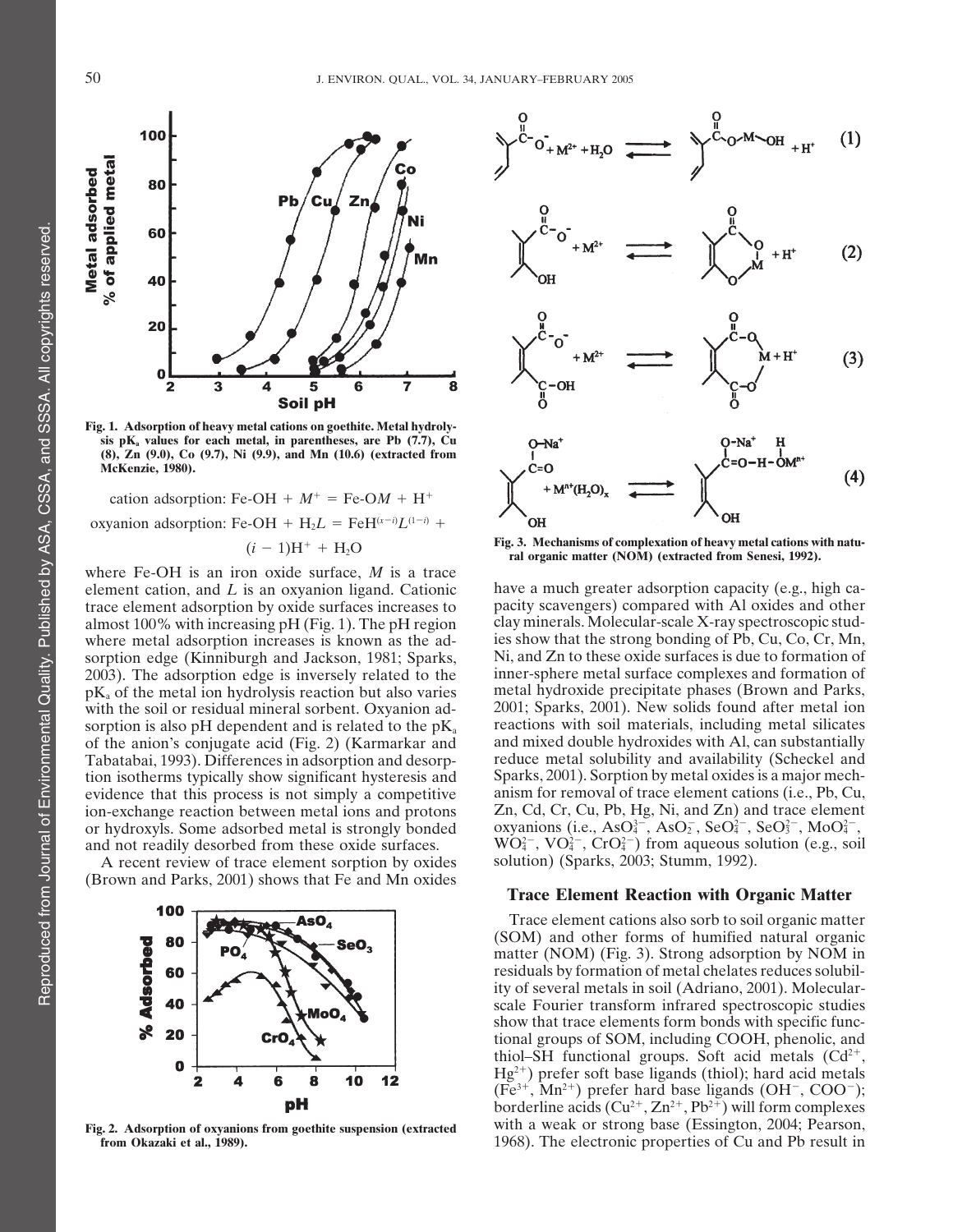Fig. 1. Adsorption of heavy metal cations on goethite. Metal hydrolysis $pK_a$ values for each metal, in parentheses, are Pb (7.7), Cu (8), Zn (9.0), Co (9.7), Ni (9.9), and Mn (10.6) (extracted from McKenzie, 1980).

$$\text{cation adsorption: Fe-OH} + M^+ = \text{Fe-O}M + H^+$$

$$\text{oxyanion adsorption: Fe-OH} + H_2L = \text{FeH}^{(x-i)}L^{(1-i)} + (i-1)H^+ + H_2O$$

where Fe-OH is an iron oxide surface, *M* is a trace element cation, and *L* is an oxyanion ligand. Cationic trace element adsorption by oxide surfaces increases to almost 100% with increasing pH (Fig. 1). The pH region where metal adsorption increases is known as the adsorption edge (Kinniburgh and Jackson, 1981; Sparks, 2003). The adsorption edge is inversely related to the $pK_a$ of the metal ion hydrolysis reaction but also varies with the soil or residual mineral sorbent. Oxyanion adsorption is also pH dependent and is related to the $pK_a$ of the anion's conjugate acid (Fig. 2) (Karmarkar and Tabatabai, 1993). Differences in adsorption and desorption isotherms typically show significant hysteresis and evidence that this process is not simply a competitive ion-exchange reaction between metal ions and protons or hydroxyls. Some adsorbed metal is strongly bonded and not readily desorbed from these oxide surfaces.

A recent review of trace element sorption by oxides (Brown and Parks, 2001) shows that Fe and Mn oxides have a much greater adsorption capacity (e.g., high capacity scavengers) compared with Al oxides and other clay minerals. Molecular-scale X-ray spectroscopic studies show that the strong bonding of Pb, Cu, Co, Cr, Mn, Ni, and Zn to these oxide surfaces is due to formation of inner-sphere metal surface complexes and formation of metal hydroxide precipitate phases (Brown and Parks, 2001; Sparks, 2001). New solids found after metal ion reactions with soil materials, including metal silicates and mixed double hydroxides with Al, can substantially reduce metal solubility and availability (Scheckel and Sparks, 2001). Sorption by metal oxides is a major mechanism for removal of trace element cations (i.e., Pb, Cu, Zn, Cd, Cr, Cu, Pb, Hg, Ni, and Zn) and trace element oxyanions (i.e., $AsO_4^{3-}$, $AsO_2^-$, $SeO_4^{2-}$, $SeO_3^{2-}$, $MoO_4^{2-}$, $WO_4^{2-}$, $VO_4^{3-}$, $CrO_4^{2-}$) from aqueous solution (e.g., soil solution) (Sparks, 2003; Stumm, 1992).

Fig. 2. Adsorption of oxyanions from goethite suspension (extracted from Okazaki et al., 1989).

Fig. 3. Mechanisms of complexation of heavy metal cations with natural organic matter (NOM) (extracted from Senesi, 1992).

## Trace Element Reaction with Organic Matter

Trace element cations also sorb to soil organic matter (SOM) and other forms of humified natural organic matter (NOM) (Fig. 3). Strong adsorption by NOM in residuals by formation of metal chelates reduces solubility of several metals in soil (Adriano, 2001). Molecular-scale Fourier transform infrared spectroscopic studies show that trace elements form bonds with specific functional groups of SOM, including COOH, phenolic, and thiol–SH functional groups. Soft acid metals ($Cd^{2+}$, $Hg^{2+}$) prefer soft base ligands (thiol); hard acid metals ($Fe^{3+}$, $Mn^{2+}$) prefer hard base ligands ($OH^-$, $COO^-$); borderline acids ($Cu^{2+}$, $Zn^{2+}$, $Pb^{2+}$) will form complexes with a weak or strong base (Essington, 2004; Pearson, 1968). The electronic properties of Cu and Pb result in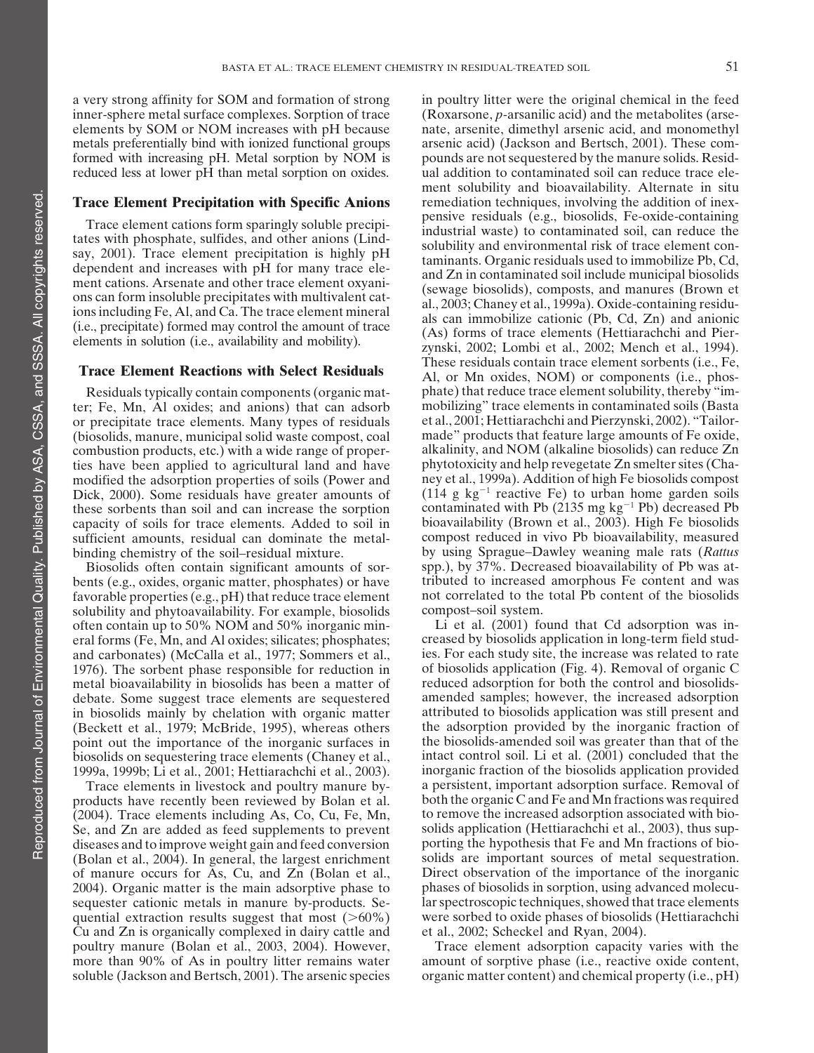a very strong affinity for SOM and formation of strong inner-sphere metal surface complexes. Sorption of trace elements by SOM or NOM increases with pH because metals preferentially bind with ionized functional groups formed with increasing pH. Metal sorption by NOM is reduced less at lower pH than metal sorption on oxides.

## Trace Element Precipitation with Specific Anions

Trace element cations form sparingly soluble precipitates with phosphate, sulfides, and other anions (Lindsay, 2001). Trace element precipitation is highly pH dependent and increases with pH for many trace element cations. Arsenate and other trace element oxyanions can form insoluble precipitates with multivalent cations including Fe, Al, and Ca. The trace element mineral (i.e., precipitate) formed may control the amount of trace elements in solution (i.e., availability and mobility).

## Trace Element Reactions with Select Residuals

Residuals typically contain components (organic matter; Fe, Mn, Al oxides; and anions) that can adsorb or precipitate trace elements. Many types of residuals (biosolids, manure, municipal solid waste compost, coal combustion products, etc.) with a wide range of properties have been applied to agricultural land and have modified the adsorption properties of soils (Power and Dick, 2000). Some residuals have greater amounts of these sorbents than soil and can increase the sorption capacity of soils for trace elements. Added to soil in sufficient amounts, residual can dominate the metal-binding chemistry of the soil–residual mixture.

Biosolids often contain significant amounts of sorbents (e.g., oxides, organic matter, phosphates) or have favorable properties (e.g., pH) that reduce trace element solubility and phytoavailability. For example, biosolids often contain up to 50% NOM and 50% inorganic mineral forms (Fe, Mn, and Al oxides; silicates; phosphates; and carbonates) (McCalla et al., 1977; Sommers et al., 1976). The sorbent phase responsible for reduction in metal bioavailability in biosolids has been a matter of debate. Some suggest trace elements are sequestered in biosolids mainly by chelation with organic matter (Beckett et al., 1979; McBride, 1995), whereas others point out the importance of the inorganic surfaces in biosolids on sequestering trace elements (Chaney et al., 1999a, 1999b; Li et al., 2001; Hettiarachchi et al., 2003).

Trace elements in livestock and poultry manure by-products have recently been reviewed by Bolan et al. (2004). Trace elements including As, Co, Cu, Fe, Mn, Se, and Zn are added as feed supplements to prevent diseases and to improve weight gain and feed conversion (Bolan et al., 2004). In general, the largest enrichment of manure occurs for As, Cu, and Zn (Bolan et al., 2004). Organic matter is the main adsorptive phase to sequester cationic metals in manure by-products. Sequential extraction results suggest that most (>60%) Cu and Zn is organically complexed in dairy cattle and poultry manure (Bolan et al., 2003, 2004). However, more than 90% of As in poultry litter remains water soluble (Jackson and Bertsch, 2001). The arsenic species in poultry litter were the original chemical in the feed (Roxarsone, *p*-arsanilic acid) and the metabolites (arsenate, arsenite, dimethyl arsenic acid, and monomethyl arsenic acid) (Jackson and Bertsch, 2001). These compounds are not sequestered by the manure solids. Residual addition to contaminated soil can reduce trace element solubility and bioavailability. Alternate in situ remediation techniques, involving the addition of inexpensive residuals (e.g., biosolids, Fe-oxide-containing industrial waste) to contaminated soil, can reduce the solubility and environmental risk of trace element contaminants. Organic residuals used to immobilize Pb, Cd, and Zn in contaminated soil include municipal biosolids (sewage biosolids), composts, and manures (Brown et al., 2003; Chaney et al., 1999a). Oxide-containing residuals can immobilize cationic (Pb, Cd, Zn) and anionic (As) forms of trace elements (Hettiarachchi and Pierzynski, 2002; Lombi et al., 2002; Mench et al., 1994). These residuals contain trace element sorbents (i.e., Fe, Al, or Mn oxides, NOM) or components (i.e., phosphate) that reduce trace element solubility, thereby "immobilizing" trace elements in contaminated soils (Basta et al., 2001; Hettiarachchi and Pierzynski, 2002). "Tailor-made" products that feature large amounts of Fe oxide, alkalinity, and NOM (alkaline biosolids) can reduce Zn phytotoxicity and help revegetate Zn smelter sites (Chaney et al., 1999a). Addition of high Fe biosolids compost (114 g $kg^{-1}$ reactive Fe) to urban home garden soils contaminated with Pb (2135 mg $kg^{-1}$ Pb) decreased Pb bioavailability (Brown et al., 2003). High Fe biosolids compost reduced in vivo Pb bioavailability, measured by using Sprague–Dawley weaning male rats (*Rattus* spp.), by 37%. Decreased bioavailability of Pb was attributed to increased amorphous Fe content and was not correlated to the total Pb content of the biosolids compost–soil system.

Li et al. (2001) found that Cd adsorption was increased by biosolids application in long-term field studies. For each study site, the increase was related to rate of biosolids application (Fig. 4). Removal of organic C reduced adsorption for both the control and biosolids-amended samples; however, the increased adsorption attributed to biosolids application was still present and the adsorption provided by the inorganic fraction of the biosolids-amended soil was greater than that of the intact control soil. Li et al. (2001) concluded that the inorganic fraction of the biosolids application provided a persistent, important adsorption surface. Removal of both the organic C and Fe and Mn fractions was required to remove the increased adsorption associated with biosolids application (Hettiarachchi et al., 2003), thus supporting the hypothesis that Fe and Mn fractions of biosolids are important sources of metal sequestration. Direct observation of the importance of the inorganic phases of biosolids in sorption, using advanced molecular spectroscopic techniques, showed that trace elements were sorbed to oxide phases of biosolids (Hettiarachchi et al., 2002; Scheckel and Ryan, 2004).

Trace element adsorption capacity varies with the amount of sorptive phase (i.e., reactive oxide content, organic matter content) and chemical property (i.e., pH)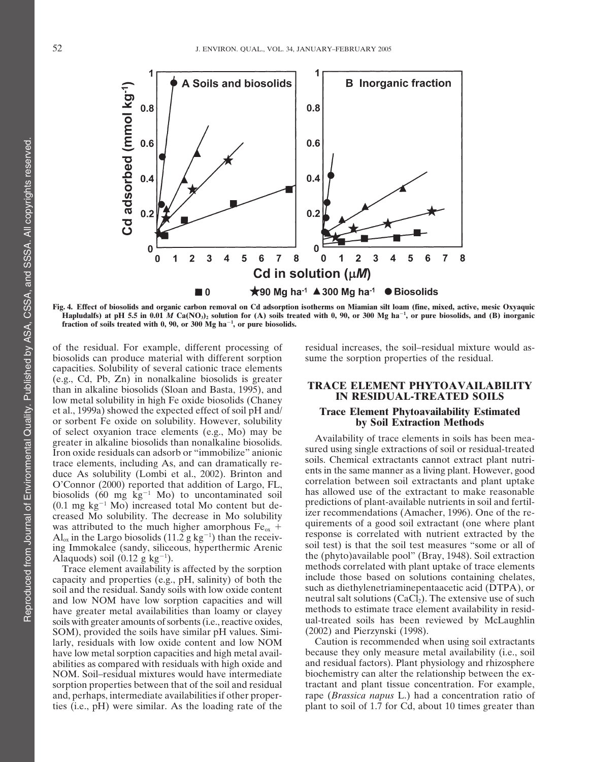Fig. 4. Effect of biosolids and organic carbon removal on Cd adsorption isotherms on Miamian silt loam (fine, mixed, active, mesic Oxyaquic Hapludalfs) at pH 5.5 in 0.01 *M* $Ca(NO_3)_2$ solution for (A) soils treated with 0, 90, or 300 Mg $ha^{-1}$, or pure biosolids, and (B) inorganic fraction of soils treated with 0, 90, or 300 Mg $ha^{-1}$, or pure biosolids.

of the residual. For example, different processing of biosolids can produce material with different sorption capacities. Solubility of several cationic trace elements (e.g., Cd, Pb, Zn) in nonalkaline biosolids is greater than in alkaline biosolids (Sloan and Basta, 1995), and low metal solubility in high Fe oxide biosolids (Chaney et al., 1999a) showed the expected effect of soil pH and/or sorbent Fe oxide on solubility. However, solubility of select oxyanion trace elements (e.g., Mo) may be greater in alkaline biosolids than nonalkaline biosolids. Iron oxide residuals can adsorb or "immobilize" anionic trace elements, including As, and can dramatically reduce As solubility (Lombi et al., 2002). Brinton and O'Connor (2000) reported that addition of Largo, FL, biosolids (60 mg $kg^{-1}$ Mo) to uncontaminated soil (0.1 mg $kg^{-1}$ Mo) increased total Mo content but decreased Mo solubility. The decrease in Mo solubility was attributed to the much higher amorphous $Fe_{ox}$ + $Al_{ox}$ in the Largo biosolids (11.2 g $kg^{-1}$) than the receiving Immokalee (sandy, siliceous, hyperthermic Arenic Alaquods) soil (0.12 g $kg^{-1}$).

Trace element availability is affected by the sorption capacity and properties (e.g., pH, salinity) of both the soil and the residual. Sandy soils with low oxide content and low NOM have low sorption capacities and will have greater metal availabilities than loamy or clayey soils with greater amounts of sorbents (i.e., reactive oxides, SOM), provided the soils have similar pH values. Similarly, residuals with low oxide content and low NOM have low metal sorption capacities and high metal availabilities as compared with residuals with high oxide and NOM. Soil–residual mixtures would have intermediate sorption properties between that of the soil and residual and, perhaps, intermediate availabilities if other properties (i.e., pH) were similar. As the loading rate of the residual increases, the soil–residual mixture would assume the sorption properties of the residual.

## TRACE ELEMENT PHYTOAVAILABILITY IN RESIDUAL-TREATED SOILS

### Trace Element Phytoavailability Estimated by Soil Extraction Methods

Availability of trace elements in soils has been measured using single extractions of soil or residual-treated soils. Chemical extractants cannot extract plant nutrients in the same manner as a living plant. However, good correlation between soil extractants and plant uptake has allowed use of the extractant to make reasonable predictions of plant-available nutrients in soil and fertilizer recommendations (Amacher, 1996). One of the requirements of a good soil extractant (one where plant response is correlated with nutrient extracted by the soil test) is that the soil test measures "some or all of the (phyto)available pool" (Bray, 1948). Soil extraction methods correlated with plant uptake of trace elements include those based on solutions containing chelates, such as diethylenetriaminepentaacetic acid (DTPA), or neutral salt solutions ($CaCl_2$). The extensive use of such methods to estimate trace element availability in residual-treated soils has been reviewed by McLaughlin (2002) and Pierzynski (1998).

Caution is recommended when using soil extractants because they only measure metal availability (i.e., soil and residual factors). Plant physiology and rhizosphere biochemistry can alter the relationship between the extractant and plant tissue concentration. For example, rape (*Brassica napus* L.) had a concentration ratio of plant to soil of 1.7 for Cd, about 10 times greater than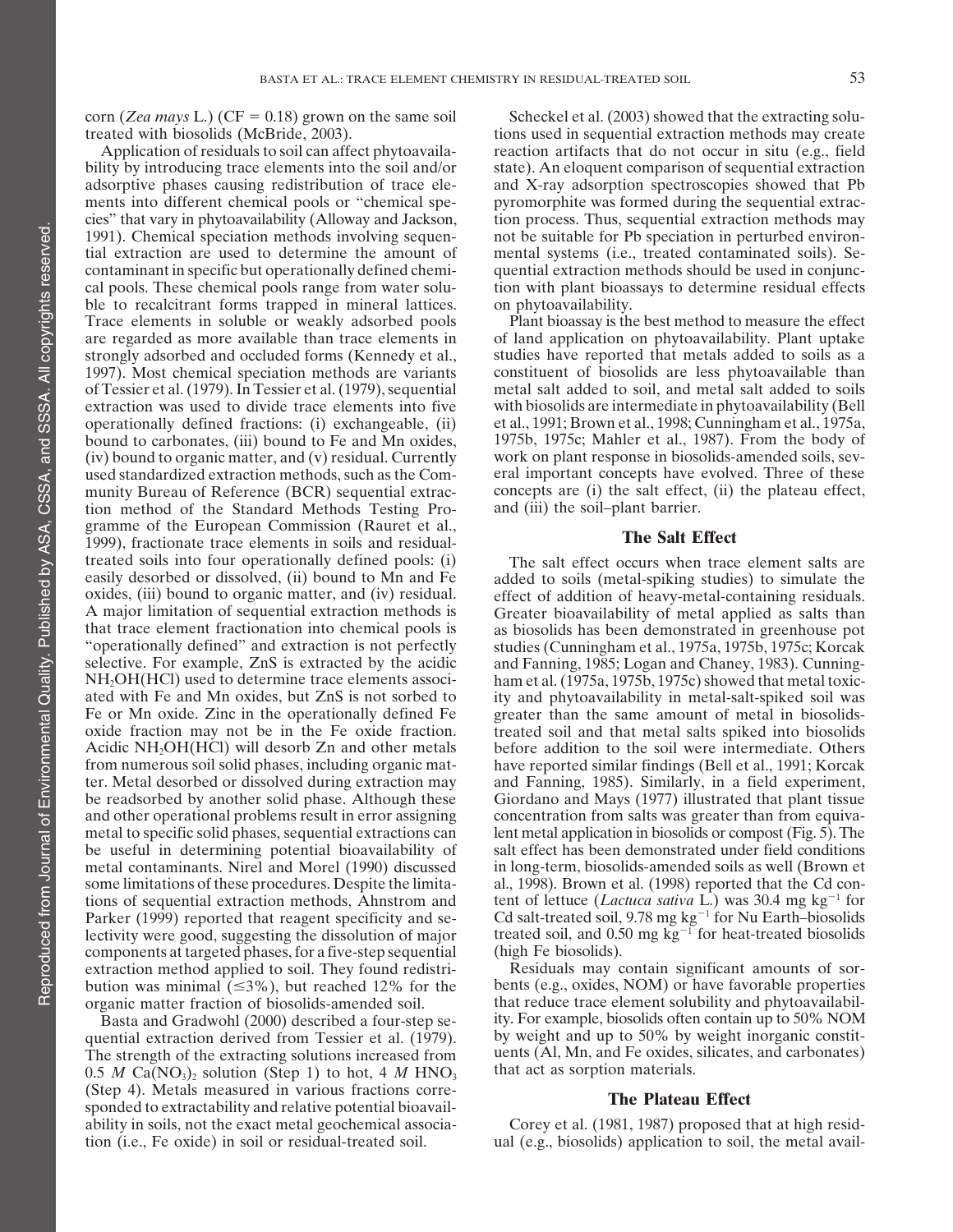corn (*Zea mays* L.) (CF = 0.18) grown on the same soil treated with biosolids (McBride, 2003).

Application of residuals to soil can affect phytoavailability by introducing trace elements into the soil and/or adsorptive phases causing redistribution of trace elements into different chemical pools or "chemical species" that vary in phytoavailability (Alloway and Jackson, 1991). Chemical speciation methods involving sequential extraction are used to determine the amount of contaminant in specific but operationally defined chemical pools. These chemical pools range from water soluble to recalcitrant forms trapped in mineral lattices. Trace elements in soluble or weakly adsorbed pools are regarded as more available than trace elements in strongly adsorbed and occluded forms (Kennedy et al., 1997). Most chemical speciation methods are variants of Tessier et al. (1979). In Tessier et al. (1979), sequential extraction was used to divide trace elements into five operationally defined fractions: (i) exchangeable, (ii) bound to carbonates, (iii) bound to Fe and Mn oxides, (iv) bound to organic matter, and (v) residual. Currently used standardized extraction methods, such as the Community Bureau of Reference (BCR) sequential extraction method of the Standard Methods Testing Programme of the European Commission (Rauret et al., 1999), fractionate trace elements in soils and residual-treated soils into four operationally defined pools: (i) easily desorbed or dissolved, (ii) bound to Mn and Fe oxides, (iii) bound to organic matter, and (iv) residual. A major limitation of sequential extraction methods is that trace element fractionation into chemical pools is "operationally defined" and extraction is not perfectly selective. For example, ZnS is extracted by the acidic $NH_2OH(HCl)$ used to determine trace elements associated with Fe and Mn oxides, but ZnS is not sorbed to Fe or Mn oxide. Zinc in the operationally defined Fe oxide fraction may not be in the Fe oxide fraction. Acidic $NH_2OH(HCl)$ will desorb Zn and other metals from numerous soil solid phases, including organic matter. Metal desorbed or dissolved during extraction may be readsorbed by another solid phase. Although these and other operational problems result in error assigning metal to specific solid phases, sequential extractions can be useful in determining potential bioavailability of metal contaminants. Nirel and Morel (1990) discussed some limitations of these procedures. Despite the limitations of sequential extraction methods, Ahnstrom and Parker (1999) reported that reagent specificity and selectivity were good, suggesting the dissolution of major components at targeted phases, for a five-step sequential extraction method applied to soil. They found redistribution was minimal (≤3%), but reached 12% for the organic matter fraction of biosolids-amended soil.

Basta and Gradwohl (2000) described a four-step sequential extraction derived from Tessier et al. (1979). The strength of the extracting solutions increased from 0.5 *M* $Ca(NO_3)_2$ solution (Step 1) to hot, 4 *M* $HNO_3$ (Step 4). Metals measured in various fractions corresponded to extractability and relative potential bioavailability in soils, not the exact metal geochemical association (i.e., Fe oxide) in soil or residual-treated soil.

Scheckel et al. (2003) showed that the extracting solutions used in sequential extraction methods may create reaction artifacts that do not occur in situ (e.g., field state). An eloquent comparison of sequential extraction and X-ray adsorption spectroscopies showed that Pb pyromorphite was formed during the sequential extraction process. Thus, sequential extraction methods may not be suitable for Pb speciation in perturbed environmental systems (i.e., treated contaminated soils). Sequential extraction methods should be used in conjunction with plant bioassays to determine residual effects on phytoavailability.

Plant bioassay is the best method to measure the effect of land application on phytoavailability. Plant uptake studies have reported that metals added to soils as a constituent of biosolids are less phytoavailable than metal salt added to soil, and metal salt added to soils with biosolids are intermediate in phytoavailability (Bell et al., 1991; Brown et al., 1998; Cunningham et al., 1975a, 1975b, 1975c; Mahler et al., 1987). From the body of work on plant response in biosolids-amended soils, several important concepts have evolved. Three of these concepts are (i) the salt effect, (ii) the plateau effect, and (iii) the soil–plant barrier.

## The Salt Effect

The salt effect occurs when trace element salts are added to soils (metal-spiking studies) to simulate the effect of addition of heavy-metal-containing residuals. Greater bioavailability of metal applied as salts than as biosolids has been demonstrated in greenhouse pot studies (Cunningham et al., 1975a, 1975b, 1975c; Korcak and Fanning, 1985; Logan and Chaney, 1983). Cunningham et al. (1975a, 1975b, 1975c) showed that metal toxicity and phytoavailability in metal-salt-spiked soil was greater than the same amount of metal in biosolids-treated soil and that metal salts spiked into biosolids before addition to the soil were intermediate. Others have reported similar findings (Bell et al., 1991; Korcak and Fanning, 1985). Similarly, in a field experiment, Giordano and Mays (1977) illustrated that plant tissue concentration from salts was greater than from equivalent metal application in biosolids or compost (Fig. 5). The salt effect has been demonstrated under field conditions in long-term, biosolids-amended soils as well (Brown et al., 1998). Brown et al. (1998) reported that the Cd content of lettuce (*Lactuca sativa* L.) was 30.4 mg $kg^{-1}$ for Cd salt-treated soil, 9.78 mg $kg^{-1}$ for Nu Earth–biosolids treated soil, and 0.50 mg $kg^{-1}$ for heat-treated biosolids (high Fe biosolids).

Residuals may contain significant amounts of sorbents (e.g., oxides, NOM) or have favorable properties that reduce trace element solubility and phytoavailability. For example, biosolids often contain up to 50% NOM by weight and up to 50% by weight inorganic constituents (Al, Mn, and Fe oxides, silicates, and carbonates) that act as sorption materials.

## The Plateau Effect

Corey et al. (1981, 1987) proposed that at high residual (e.g., biosolids) application to soil, the metal avail-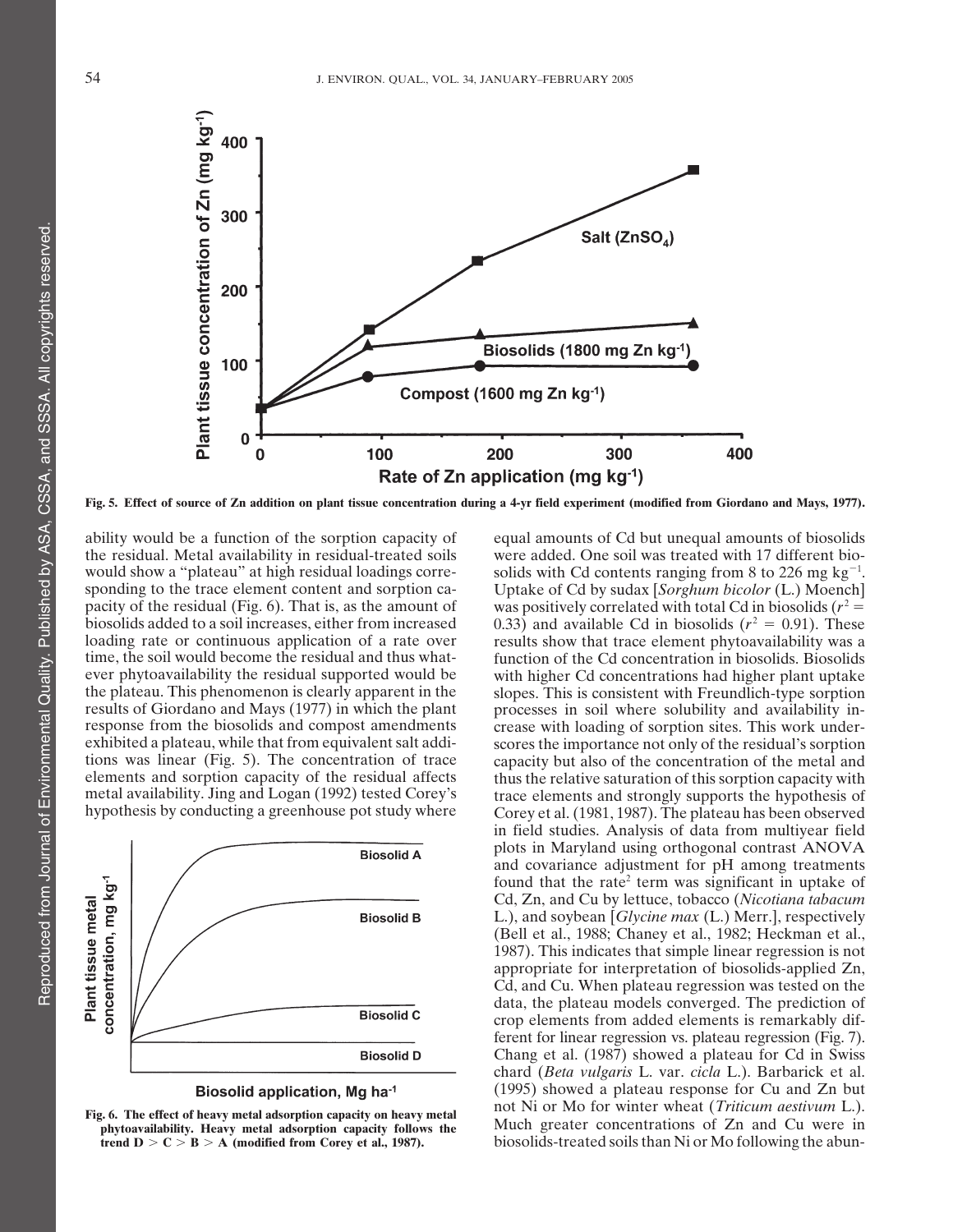Fig. 5. Effect of source of Zn addition on plant tissue concentration during a 4-yr field experiment (modified from Giordano and Mays, 1977).

ability would be a function of the sorption capacity of the residual. Metal availability in residual-treated soils would show a "plateau" at high residual loadings corresponding to the trace element content and sorption capacity of the residual (Fig. 6). That is, as the amount of biosolids added to a soil increases, either from increased loading rate or continuous application of a rate over time, the soil would become the residual and thus whatever phytoavailability the residual supported would be the plateau. This phenomenon is clearly apparent in the results of Giordano and Mays (1977) in which the plant response from the biosolids and compost amendments exhibited a plateau, while that from equivalent salt additions was linear (Fig. 5). The concentration of trace elements and sorption capacity of the residual affects metal availability. Jing and Logan (1992) tested Corey's hypothesis by conducting a greenhouse pot study where equal amounts of Cd but unequal amounts of biosolids were added. One soil was treated with 17 different biosolids with Cd contents ranging from 8 to 226 mg kg$^{-1}$. Uptake of Cd by sudax [*Sorghum bicolor* (L.) Moench] was positively correlated with total Cd in biosolids ($r^2 = 0.33$) and available Cd in biosolids ($r^2 = 0.91$). These results show that trace element phytoavailability was a function of the Cd concentration in biosolids. Biosolids with higher Cd concentrations had higher plant uptake slopes. This is consistent with Freundlich-type sorption processes in soil where solubility and availability increase with loading of sorption sites. This work underscores the importance not only of the residual's sorption capacity but also of the concentration of the metal and thus the relative saturation of this sorption capacity with trace elements and strongly supports the hypothesis of Corey et al. (1981, 1987). The plateau has been observed in field studies. Analysis of data from multiyear field plots in Maryland using orthogonal contrast ANOVA and covariance adjustment for pH among treatments found that the rate$^2$ term was significant in uptake of Cd, Zn, and Cu by lettuce, tobacco (*Nicotiana tabacum* L.), and soybean [*Glycine max* (L.) Merr.], respectively (Bell et al., 1988; Chaney et al., 1982; Heckman et al., 1987). This indicates that simple linear regression is not appropriate for interpretation of biosolids-applied Zn, Cd, and Cu. When plateau regression was tested on the data, the plateau models converged. The prediction of crop elements from added elements is remarkably different for linear regression vs. plateau regression (Fig. 7). Chang et al. (1987) showed a plateau for Cd in Swiss chard (*Beta vulgaris* L. var. *cicla* L.). Barbarick et al. (1995) showed a plateau response for Cu and Zn but not Ni or Mo for winter wheat (*Triticum aestivum* L.). Much greater concentrations of Zn and Cu were in biosolids-treated soils than Ni or Mo following the abun-

Fig. 6. The effect of heavy metal adsorption capacity on heavy metal phytoavailability. Heavy metal adsorption capacity follows the trend D > C > B > A (modified from Corey et al., 1987).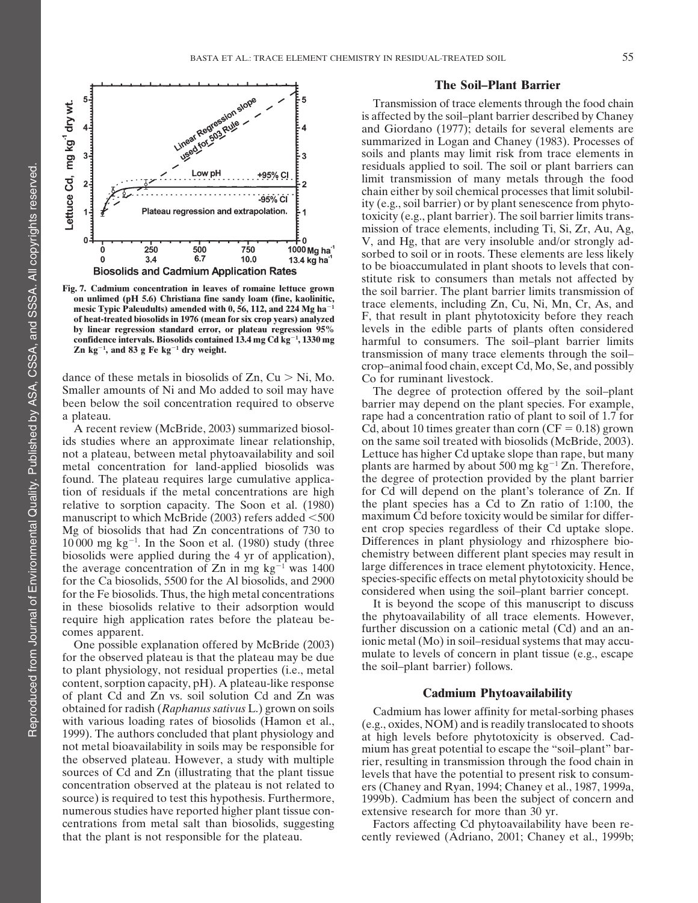Lettuce Cd, mg kg⁻¹ dry wt.

Linear Regression slope used for 503 Rule

Low pH

+95% CI

-95% CI

Plateau regression and extrapolation.

0 250 500 750 1000 Mg ha⁻¹

0 3.4 6.7 10.0 13.4 kg ha⁻¹

Biosolids and Cadmium Application Rates

**Fig. 7. Cadmium concentration in leaves of romaine lettuce grown on unlimed (pH 5.6) Christiana fine sandy loam (fine, kaolinitic, mesic Typic Paleudults) amended with 0, 56, 112, and 224 Mg ha$^{-1}$ of heat-treated biosolids in 1976 (mean for six crop years) analyzed by linear regression standard error, or plateau regression 95% confidence intervals. Biosolids contained 13.4 mg Cd kg$^{-1}$, 1330 mg Zn kg$^{-1}$, and 83 g Fe kg$^{-1}$ dry weight.**

dance of these metals in biosolids of Zn, Cu > Ni, Mo. Smaller amounts of Ni and Mo added to soil may have been below the soil concentration required to observe a plateau.

A recent review (McBride, 2003) summarized biosolids studies where an approximate linear relationship, not a plateau, between metal phytoavailability and soil metal concentration for land-applied biosolids was found. The plateau requires large cumulative application of residuals if the metal concentrations are high relative to sorption capacity. The Soon et al. (1980) manuscript to which McBride (2003) refers added <500 Mg of biosolids that had Zn concentrations of 730 to 10 000 mg kg$^{-1}$. In the Soon et al. (1980) study (three biosolids were applied during the 4 yr of application), the average concentration of Zn in mg kg$^{-1}$ was 1400 for the Ca biosolids, 5500 for the Al biosolids, and 2900 for the Fe biosolids. Thus, the high metal concentrations in these biosolids relative to their adsorption would require high application rates before the plateau becomes apparent.

One possible explanation offered by McBride (2003) for the observed plateau is that the plateau may be due to plant physiology, not residual properties (i.e., metal content, sorption capacity, pH). A plateau-like response of plant Cd and Zn vs. soil solution Cd and Zn was obtained for radish (*Raphanus sativus* L.) grown on soils with various loading rates of biosolids (Hamon et al., 1999). The authors concluded that plant physiology and not metal bioavailability in soils may be responsible for the observed plateau. However, a study with multiple sources of Cd and Zn (illustrating that the plant tissue concentration observed at the plateau is not related to source) is required to test this hypothesis. Furthermore, numerous studies have reported higher plant tissue concentrations from metal salt than biosolids, suggesting that the plant is not responsible for the plateau.

## The Soil–Plant Barrier

Transmission of trace elements through the food chain is affected by the soil–plant barrier described by Chaney and Giordano (1977); details for several elements are summarized in Logan and Chaney (1983). Processes of soils and plants may limit risk from trace elements in residuals applied to soil. The soil or plant barriers can limit transmission of many metals through the food chain either by soil chemical processes that limit solubility (e.g., soil barrier) or by plant senescence from phytotoxicity (e.g., plant barrier). The soil barrier limits transmission of trace elements, including Ti, Si, Zr, Au, Ag, V, and Hg, that are very insoluble and/or strongly adsorbed to soil or in roots. These elements are less likely to be bioaccumulated in plant shoots to levels that constitute risk to consumers than metals not affected by the soil barrier. The plant barrier limits transmission of trace elements, including Zn, Cu, Ni, Mn, Cr, As, and F, that result in plant phytotoxicity before they reach levels in the edible parts of plants often considered harmful to consumers. The soil–plant barrier limits transmission of many trace elements through the soil–crop–animal food chain, except Cd, Mo, Se, and possibly Co for ruminant livestock.

The degree of protection offered by the soil–plant barrier may depend on the plant species. For example, rape had a concentration ratio of plant to soil of 1.7 for Cd, about 10 times greater than corn (CF = 0.18) grown on the same soil treated with biosolids (McBride, 2003). Lettuce has higher Cd uptake slope than rape, but many plants are harmed by about 500 mg kg$^{-1}$ Zn. Therefore, the degree of protection provided by the plant barrier for Cd will depend on the plant's tolerance of Zn. If the plant species has a Cd to Zn ratio of 1:100, the maximum Cd before toxicity would be similar for different crop species regardless of their Cd uptake slope. Differences in plant physiology and rhizosphere biochemistry between different plant species may result in large differences in trace element phytotoxicity. Hence, species-specific effects on metal phytotoxicity should be considered when using the soil–plant barrier concept.

It is beyond the scope of this manuscript to discuss the phytoavailability of all trace elements. However, further discussion on a cationic metal (Cd) and an anionic metal (Mo) in soil–residual systems that may accumulate to levels of concern in plant tissue (e.g., escape the soil–plant barrier) follows.

## Cadmium Phytoavailability

Cadmium has lower affinity for metal-sorbing phases (e.g., oxides, NOM) and is readily translocated to shoots at high levels before phytotoxicity is observed. Cadmium has great potential to escape the "soil–plant" barrier, resulting in transmission through the food chain in levels that have the potential to present risk to consumers (Chaney and Ryan, 1994; Chaney et al., 1987, 1999a, 1999b). Cadmium has been the subject of concern and extensive research for more than 30 yr.

Factors affecting Cd phytoavailability have been recently reviewed (Adriano, 2001; Chaney et al., 1999b;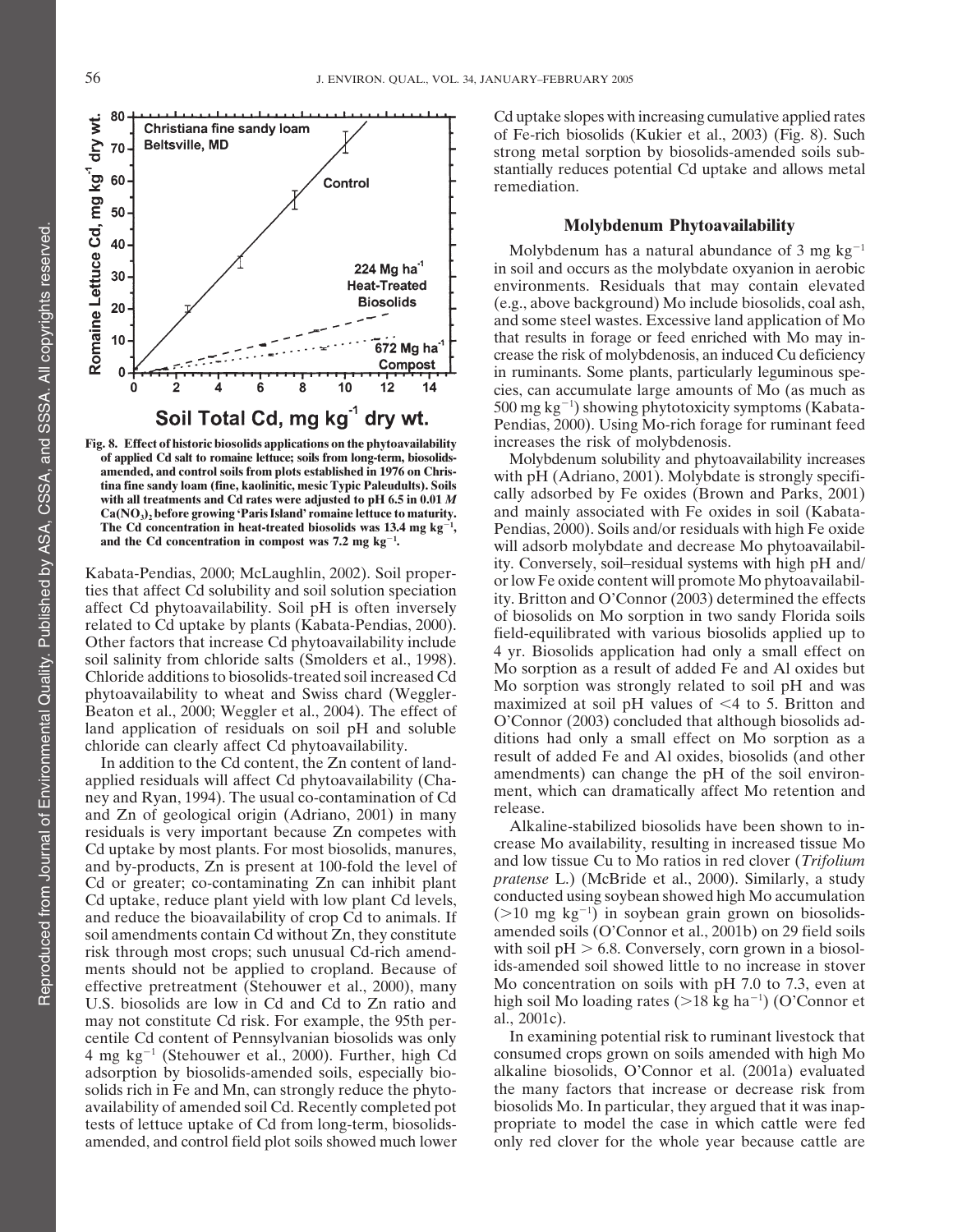Fig. 8. Effect of historic biosolids applications on the phytoavailability of applied Cd salt to romaine lettuce; soils from long-term, biosolids-amended, and control soils from plots established in 1976 on Christina fine sandy loam (fine, kaolinitic, mesic Typic Paleudults). Soils with all treatments and Cd rates were adjusted to pH 6.5 in 0.01 *M* $Ca(NO_3)_2$ before growing 'Paris Island' romaine lettuce to maturity. The Cd concentration in heat-treated biosolids was 13.4 mg $kg^{-1}$, and the Cd concentration in compost was 7.2 mg $kg^{-1}$.

Kabata-Pendias, 2000; McLaughlin, 2002). Soil properties that affect Cd solubility and soil solution speciation affect Cd phytoavailability. Soil pH is often inversely related to Cd uptake by plants (Kabata-Pendias, 2000). Other factors that increase Cd phytoavailability include soil salinity from chloride salts (Smolders et al., 1998). Chloride additions to biosolids-treated soil increased Cd phytoavailability to wheat and Swiss chard (Weggler-Beaton et al., 2000; Weggler et al., 2004). The effect of land application of residuals on soil pH and soluble chloride can clearly affect Cd phytoavailability.

In addition to the Cd content, the Zn content of land-applied residuals will affect Cd phytoavailability (Chaney and Ryan, 1994). The usual co-contamination of Cd and Zn of geological origin (Adriano, 2001) in many residuals is very important because Zn competes with Cd uptake by most plants. For most biosolids, manures, and by-products, Zn is present at 100-fold the level of Cd or greater; co-contaminating Zn can inhibit plant Cd uptake, reduce plant yield with low plant Cd levels, and reduce the bioavailability of crop Cd to animals. If soil amendments contain Cd without Zn, they constitute risk through most crops; such unusual Cd-rich amendments should not be applied to cropland. Because of effective pretreatment (Stehouwer et al., 2000), many U.S. biosolids are low in Cd and Cd to Zn ratio and may not constitute Cd risk. For example, the 95th percentile Cd content of Pennsylvanian biosolids was only 4 mg $kg^{-1}$ (Stehouwer et al., 2000). Further, high Cd adsorption by biosolids-amended soils, especially biosolids rich in Fe and Mn, can strongly reduce the phytoavailability of amended soil Cd. Recently completed pot tests of lettuce uptake of Cd from long-term, biosolids-amended, and control field plot soils showed much lower Cd uptake slopes with increasing cumulative applied rates of Fe-rich biosolids (Kukier et al., 2003) (Fig. 8). Such strong metal sorption by biosolids-amended soils substantially reduces potential Cd uptake and allows metal remediation.

## Molybdenum Phytoavailability

Molybdenum has a natural abundance of 3 mg $kg^{-1}$ in soil and occurs as the molybdate oxyanion in aerobic environments. Residuals that may contain elevated (e.g., above background) Mo include biosolids, coal ash, and some steel wastes. Excessive land application of Mo that results in forage or feed enriched with Mo may increase the risk of molybdenosis, an induced Cu deficiency in ruminants. Some plants, particularly leguminous species, can accumulate large amounts of Mo (as much as 500 mg $kg^{-1}$) showing phytotoxicity symptoms (Kabata-Pendias, 2000). Using Mo-rich forage for ruminant feed increases the risk of molybdenosis.

Molybdenum solubility and phytoavailability increases with pH (Adriano, 2001). Molybdate is strongly specifically adsorbed by Fe oxides (Brown and Parks, 2001) and mainly associated with Fe oxides in soil (Kabata-Pendias, 2000). Soils and/or residuals with high Fe oxide will adsorb molybdate and decrease Mo phytoavailability. Conversely, soil–residual systems with high pH and/or low Fe oxide content will promote Mo phytoavailability. Britton and O'Connor (2003) determined the effects of biosolids on Mo sorption in two sandy Florida soils field-equilibrated with various biosolids applied up to 4 yr. Biosolids application had only a small effect on Mo sorption as a result of added Fe and Al oxides but Mo sorption was strongly related to soil pH and was maximized at soil pH values of <4 to 5. Britton and O'Connor (2003) concluded that although biosolids additions had only a small effect on Mo sorption as a result of added Fe and Al oxides, biosolids (and other amendments) can change the pH of the soil environment, which can dramatically affect Mo retention and release.

Alkaline-stabilized biosolids have been shown to increase Mo availability, resulting in increased tissue Mo and low tissue Cu to Mo ratios in red clover (*Trifolium pratense* L.) (McBride et al., 2000). Similarly, a study conducted using soybean showed high Mo accumulation (>10 mg $kg^{-1}$) in soybean grain grown on biosolids-amended soils (O'Connor et al., 2001b) on 29 field soils with soil pH > 6.8. Conversely, corn grown in a biosolids-amended soil showed little to no increase in stover Mo concentration on soils with pH 7.0 to 7.3, even at high soil Mo loading rates (>18 kg $ha^{-1}$) (O'Connor et al., 2001c).

In examining potential risk to ruminant livestock that consumed crops grown on soils amended with high Mo alkaline biosolids, O'Connor et al. (2001a) evaluated the many factors that increase or decrease risk from biosolids Mo. In particular, they argued that it was inappropriate to model the case in which cattle were fed only red clover for the whole year because cattle are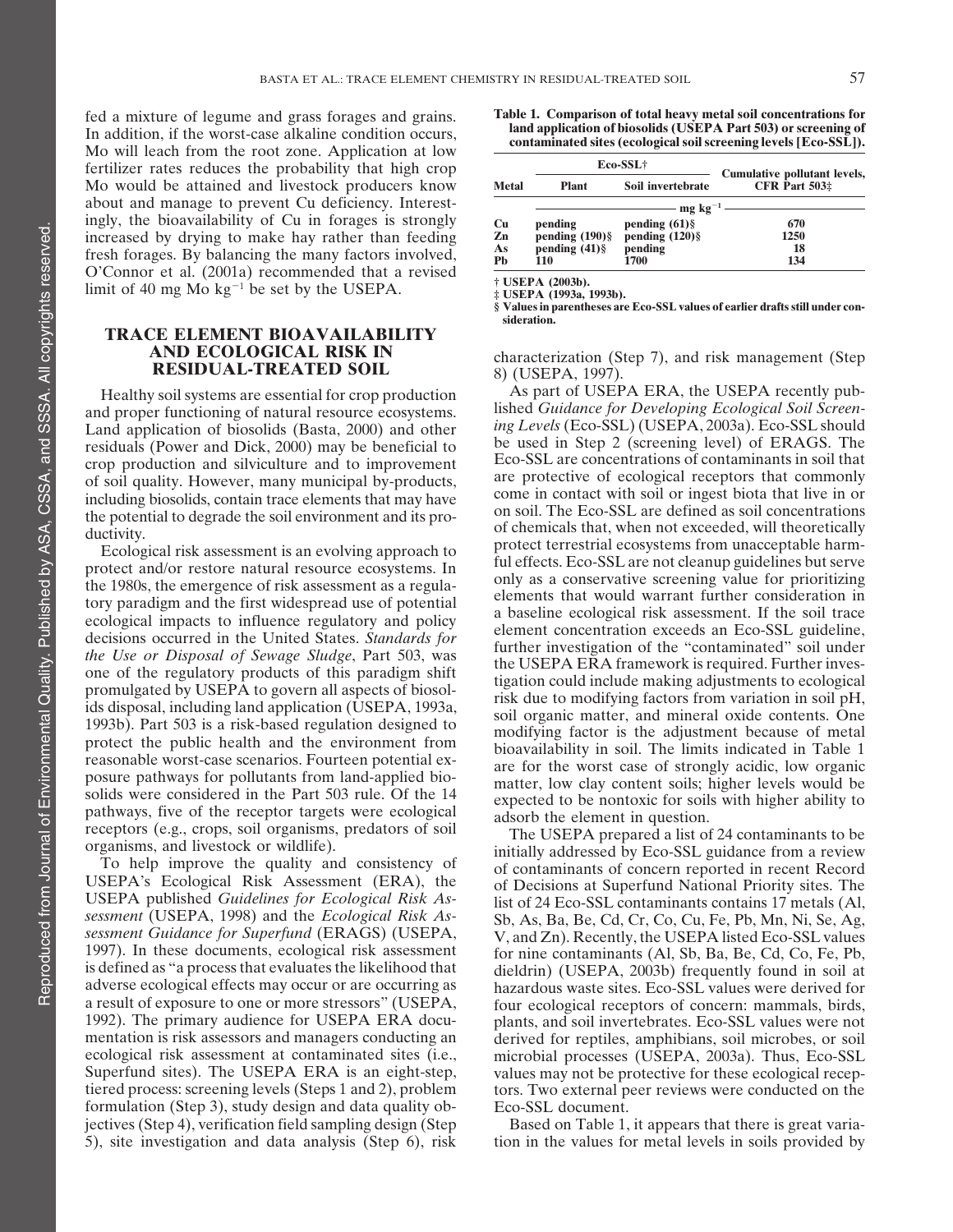fed a mixture of legume and grass forages and grains. In addition, if the worst-case alkaline condition occurs, Mo will leach from the root zone. Application at low fertilizer rates reduces the probability that high crop Mo would be attained and livestock producers know about and manage to prevent Cu deficiency. Interestingly, the bioavailability of Cu in forages is strongly increased by drying to make hay rather than feeding fresh forages. By balancing the many factors involved, O'Connor et al. (2001a) recommended that a revised limit of 40 mg Mo $kg^{-1}$ be set by the USEPA.

## TRACE ELEMENT BIOAVAILABILITY AND ECOLOGICAL RISK IN RESIDUAL-TREATED SOIL

Healthy soil systems are essential for crop production and proper functioning of natural resource ecosystems. Land application of biosolids (Basta, 2000) and other residuals (Power and Dick, 2000) may be beneficial to crop production and silviculture and to improvement of soil quality. However, many municipal by-products, including biosolids, contain trace elements that may have the potential to degrade the soil environment and its productivity.

Ecological risk assessment is an evolving approach to protect and/or restore natural resource ecosystems. In the 1980s, the emergence of risk assessment as a regulatory paradigm and the first widespread use of potential ecological impacts to influence regulatory and policy decisions occurred in the United States. *Standards for the Use or Disposal of Sewage Sludge*, Part 503, was one of the regulatory products of this paradigm shift promulgated by USEPA to govern all aspects of biosolids disposal, including land application (USEPA, 1993a, 1993b). Part 503 is a risk-based regulation designed to protect the public health and the environment from reasonable worst-case scenarios. Fourteen potential exposure pathways for pollutants from land-applied biosolids were considered in the Part 503 rule. Of the 14 pathways, five of the receptor targets were ecological receptors (e.g., crops, soil organisms, predators of soil organisms, and livestock or wildlife).

To help improve the quality and consistency of USEPA's Ecological Risk Assessment (ERA), the USEPA published *Guidelines for Ecological Risk Assessment* (USEPA, 1998) and the *Ecological Risk Assessment Guidance for Superfund* (ERAGS) (USEPA, 1997). In these documents, ecological risk assessment is defined as "a process that evaluates the likelihood that adverse ecological effects may occur or are occurring as a result of exposure to one or more stressors" (USEPA, 1992). The primary audience for USEPA ERA documentation is risk assessors and managers conducting an ecological risk assessment at contaminated sites (i.e., Superfund sites). The USEPA ERA is an eight-step, tiered process: screening levels (Steps 1 and 2), problem formulation (Step 3), study design and data quality objectives (Step 4), verification field sampling design (Step 5), site investigation and data analysis (Step 6), risk characterization (Step 7), and risk management (Step 8) (USEPA, 1997).

**Table 1. Comparison of total heavy metal soil concentrations for land application of biosolids (USEPA Part 503) or screening of contaminated sites (ecological soil screening levels [Eco-SSL]).**

| Metal | Eco-SSL† | | Cumulative pollutant levels, CFR Part 503‡ |
|---|---|---|---|
| | Plant | Soil invertebrate | |
| | mg $kg^{-1}$ | | |
| Cu | pending | pending (61)§ | 670 |
| Zn | pending (190)§ | pending (120)§ | 1250 |
| As | pending (41)§ | pending | 18 |
| Pb | 110 | 1700 | 134 |

† USEPA (2003b).
‡ USEPA (1993a, 1993b).
§ Values in parentheses are Eco-SSL values of earlier drafts still under consideration.

As part of USEPA ERA, the USEPA recently published *Guidance for Developing Ecological Soil Screening Levels* (Eco-SSL) (USEPA, 2003a). Eco-SSL should be used in Step 2 (screening level) of ERAGS. The Eco-SSL are concentrations of contaminants in soil that are protective of ecological receptors that commonly come in contact with soil or ingest biota that live in or on soil. The Eco-SSL are defined as soil concentrations of chemicals that, when not exceeded, will theoretically protect terrestrial ecosystems from unacceptable harmful effects. Eco-SSL are not cleanup guidelines but serve only as a conservative screening value for prioritizing elements that would warrant further consideration in a baseline ecological risk assessment. If the soil trace element concentration exceeds an Eco-SSL guideline, further investigation of the "contaminated" soil under the USEPA ERA framework is required. Further investigation could include making adjustments to ecological risk due to modifying factors from variation in soil pH, soil organic matter, and mineral oxide contents. One modifying factor is the adjustment because of metal bioavailability in soil. The limits indicated in Table 1 are for the worst case of strongly acidic, low organic matter, low clay content soils; higher levels would be expected to be nontoxic for soils with higher ability to adsorb the element in question.

The USEPA prepared a list of 24 contaminants to be initially addressed by Eco-SSL guidance from a review of contaminants of concern reported in recent Record of Decisions at Superfund National Priority sites. The list of 24 Eco-SSL contaminants contains 17 metals (Al, Sb, As, Ba, Be, Cd, Cr, Co, Cu, Fe, Pb, Mn, Ni, Se, Ag, V, and Zn). Recently, the USEPA listed Eco-SSL values for nine contaminants (Al, Sb, Ba, Be, Cd, Co, Fe, Pb, dieldrin) (USEPA, 2003b) frequently found in soil at hazardous waste sites. Eco-SSL values were derived for four ecological receptors of concern: mammals, birds, plants, and soil invertebrates. Eco-SSL values were not derived for reptiles, amphibians, soil microbes, or soil microbial processes (USEPA, 2003a). Thus, Eco-SSL values may not be protective for these ecological receptors. Two external peer reviews were conducted on the Eco-SSL document.

Based on Table 1, it appears that there is great variation in the values for metal levels in soils provided by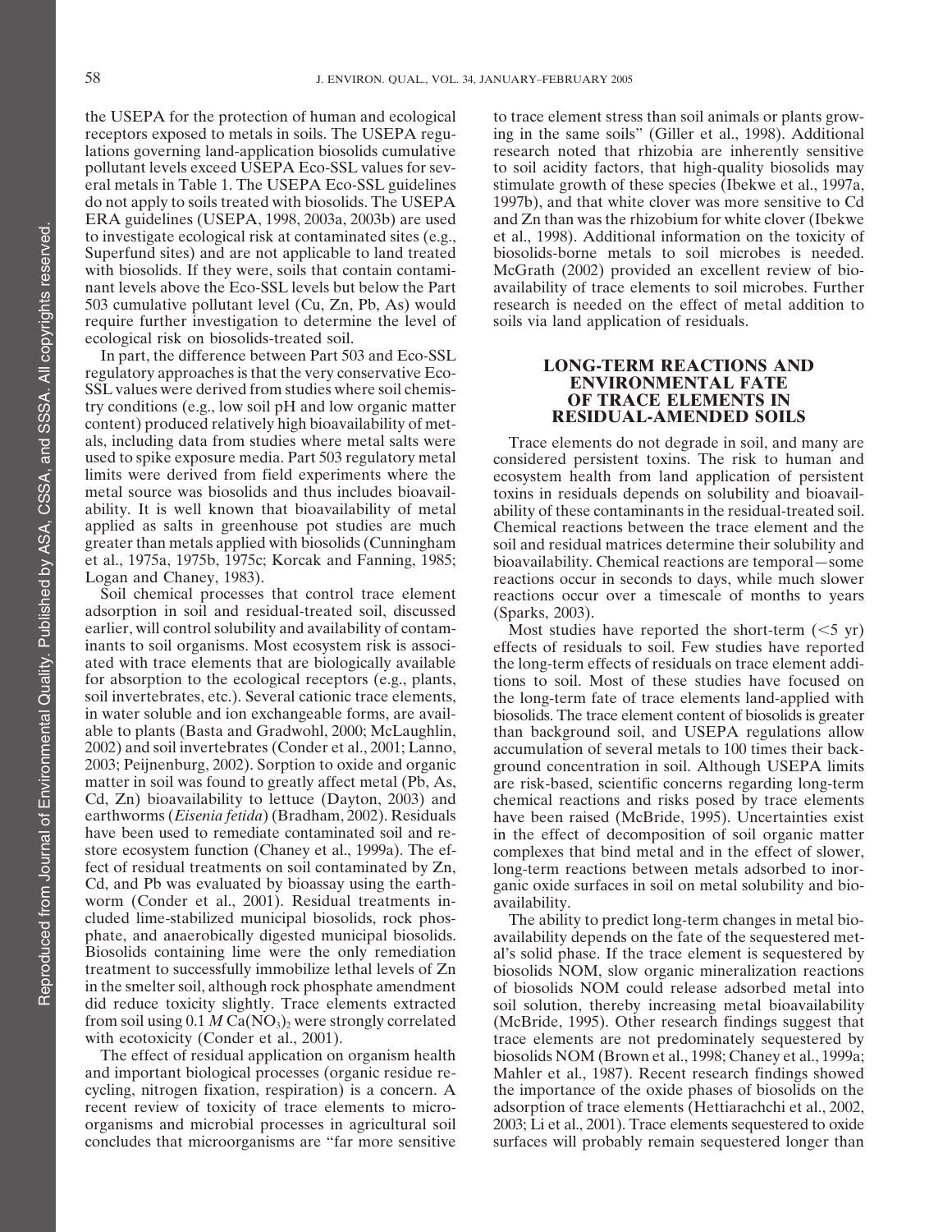the USEPA for the protection of human and ecological receptors exposed to metals in soils. The USEPA regulations governing land-application biosolids cumulative pollutant levels exceed USEPA Eco-SSL values for several metals in Table 1. The USEPA Eco-SSL guidelines do not apply to soils treated with biosolids. The USEPA ERA guidelines (USEPA, 1998, 2003a, 2003b) are used to investigate ecological risk at contaminated sites (e.g., Superfund sites) and are not applicable to land treated with biosolids. If they were, soils that contain contaminant levels above the Eco-SSL levels but below the Part 503 cumulative pollutant level (Cu, Zn, Pb, As) would require further investigation to determine the level of ecological risk on biosolids-treated soil.

In part, the difference between Part 503 and Eco-SSL regulatory approaches is that the very conservative Eco-SSL values were derived from studies where soil chemistry conditions (e.g., low soil pH and low organic matter content) produced relatively high bioavailability of metals, including data from studies where metal salts were used to spike exposure media. Part 503 regulatory metal limits were derived from field experiments where the metal source was biosolids and thus includes bioavailability. It is well known that bioavailability of metal applied as salts in greenhouse pot studies are much greater than metals applied with biosolids (Cunningham et al., 1975a, 1975b, 1975c; Korcak and Fanning, 1985; Logan and Chaney, 1983).

Soil chemical processes that control trace element adsorption in soil and residual-treated soil, discussed earlier, will control solubility and availability of contaminants to soil organisms. Most ecosystem risk is associated with trace elements that are biologically available for absorption to the ecological receptors (e.g., plants, soil invertebrates, etc.). Several cationic trace elements, in water soluble and ion exchangeable forms, are available to plants (Basta and Gradwohl, 2000; McLaughlin, 2002) and soil invertebrates (Conder et al., 2001; Lanno, 2003; Peijnenburg, 2002). Sorption to oxide and organic matter in soil was found to greatly affect metal (Pb, As, Cd, Zn) bioavailability to lettuce (Dayton, 2003) and earthworms (*Eisenia fetida*) (Bradham, 2002). Residuals have been used to remediate contaminated soil and restore ecosystem function (Chaney et al., 1999a). The effect of residual treatments on soil contaminated by Zn, Cd, and Pb was evaluated by bioassay using the earthworm (Conder et al., 2001). Residual treatments included lime-stabilized municipal biosolids, rock phosphate, and anaerobically digested municipal biosolids. Biosolids containing lime were the only remediation treatment to successfully immobilize lethal levels of Zn in the smelter soil, although rock phosphate amendment did reduce toxicity slightly. Trace elements extracted from soil using 0.1 *M* $Ca(NO_3)_2$ were strongly correlated with ecotoxicity (Conder et al., 2001).

The effect of residual application on organism health and important biological processes (organic residue recycling, nitrogen fixation, respiration) is a concern. A recent review of toxicity of trace elements to microorganisms and microbial processes in agricultural soil concludes that microorganisms are "far more sensitive to trace element stress than soil animals or plants growing in the same soils" (Giller et al., 1998). Additional research noted that rhizobia are inherently sensitive to soil acidity factors, that high-quality biosolids may stimulate growth of these species (Ibekwe et al., 1997a, 1997b), and that white clover was more sensitive to Cd and Zn than was the rhizobium for white clover (Ibekwe et al., 1998). Additional information on the toxicity of biosolids-borne metals to soil microbes is needed. McGrath (2002) provided an excellent review of bioavailability of trace elements to soil microbes. Further research is needed on the effect of metal addition to soils via land application of residuals.

## LONG-TERM REACTIONS AND ENVIRONMENTAL FATE OF TRACE ELEMENTS IN RESIDUAL-AMENDED SOILS

Trace elements do not degrade in soil, and many are considered persistent toxins. The risk to human and ecosystem health from land application of persistent toxins in residuals depends on solubility and bioavailability of these contaminants in the residual-treated soil. Chemical reactions between the trace element and the soil and residual matrices determine their solubility and bioavailability. Chemical reactions are temporal—some reactions occur in seconds to days, while much slower reactions occur over a timescale of months to years (Sparks, 2003).

Most studies have reported the short-term ($<5$ yr) effects of residuals to soil. Few studies have reported the long-term effects of residuals on trace element additions to soil. Most of these studies have focused on the long-term fate of trace elements land-applied with biosolids. The trace element content of biosolids is greater than background soil, and USEPA regulations allow accumulation of several metals to 100 times their background concentration in soil. Although USEPA limits are risk-based, scientific concerns regarding long-term chemical reactions and risks posed by trace elements have been raised (McBride, 1995). Uncertainties exist in the effect of decomposition of soil organic matter complexes that bind metal and in the effect of slower, long-term reactions between metals adsorbed to inorganic oxide surfaces in soil on metal solubility and bioavailability.

The ability to predict long-term changes in metal bioavailability depends on the fate of the sequestered metal's solid phase. If the trace element is sequestered by biosolids NOM, slow organic mineralization reactions of biosolids NOM could release adsorbed metal into soil solution, thereby increasing metal bioavailability (McBride, 1995). Other research findings suggest that trace elements are not predominately sequestered by biosolids NOM (Brown et al., 1998; Chaney et al., 1999a; Mahler et al., 1987). Recent research findings showed the importance of the oxide phases of biosolids on the adsorption of trace elements (Hettiarachchi et al., 2002, 2003; Li et al., 2001). Trace elements sequestered to oxide surfaces will probably remain sequestered longer than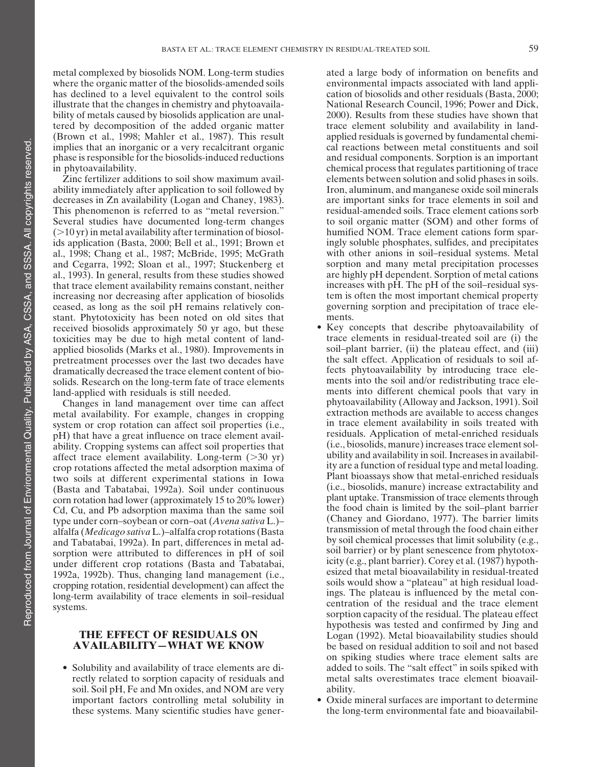metal complexed by biosolids NOM. Long-term studies where the organic matter of the biosolids-amended soils has declined to a level equivalent to the control soils illustrate that the changes in chemistry and phytoavailability of metals caused by biosolids application are unaltered by decomposition of the added organic matter (Brown et al., 1998; Mahler et al., 1987). This result implies that an inorganic or a very recalcitrant organic phase is responsible for the biosolids-induced reductions in phytoavailability.

Zinc fertilizer additions to soil show maximum availability immediately after application to soil followed by decreases in Zn availability (Logan and Chaney, 1983). This phenomenon is referred to as "metal reversion." Several studies have documented long-term changes (>10 yr) in metal availability after termination of biosolids application (Basta, 2000; Bell et al., 1991; Brown et al., 1998; Chang et al., 1987; McBride, 1995; McGrath and Cegarra, 1992; Sloan et al., 1997; Stuckenberg et al., 1993). In general, results from these studies showed that trace element availability remains constant, neither increasing nor decreasing after application of biosolids ceased, as long as the soil pH remains relatively constant. Phytotoxicity has been noted on old sites that received biosolids approximately 50 yr ago, but these toxicities may be due to high metal content of land-applied biosolids (Marks et al., 1980). Improvements in pretreatment processes over the last two decades have dramatically decreased the trace element content of biosolids. Research on the long-term fate of trace elements land-applied with residuals is still needed.

Changes in land management over time can affect metal availability. For example, changes in cropping system or crop rotation can affect soil properties (i.e., pH) that have a great influence on trace element availability. Cropping systems can affect soil properties that affect trace element availability. Long-term (>30 yr) crop rotations affected the metal adsorption maxima of two soils at different experimental stations in Iowa (Basta and Tabatabai, 1992a). Soil under continuous corn rotation had lower (approximately 15 to 20% lower) Cd, Cu, and Pb adsorption maxima than the same soil type under corn–soybean or corn–oat (*Avena sativa* L.)–alfalfa (*Medicago sativa* L.)–alfalfa crop rotations (Basta and Tabatabai, 1992a). In part, differences in metal adsorption were attributed to differences in pH of soil under different crop rotations (Basta and Tabatabai, 1992a, 1992b). Thus, changing land management (i.e., cropping rotation, residential development) can affect the long-term availability of trace elements in soil–residual systems.

## THE EFFECT OF RESIDUALS ON AVAILABILITY—WHAT WE KNOW

- Solubility and availability of trace elements are directly related to sorption capacity of residuals and soil. Soil pH, Fe and Mn oxides, and NOM are very important factors controlling metal solubility in these systems. Many scientific studies have generated a large body of information on benefits and environmental impacts associated with land application of biosolids and other residuals (Basta, 2000; National Research Council, 1996; Power and Dick, 2000). Results from these studies have shown that trace element solubility and availability in land-applied residuals is governed by fundamental chemical reactions between metal constituents and soil and residual components. Sorption is an important chemical process that regulates partitioning of trace elements between solution and solid phases in soils. Iron, aluminum, and manganese oxide soil minerals are important sinks for trace elements in soil and residual-amended soils. Trace element cations sorb to soil organic matter (SOM) and other forms of humified NOM. Trace element cations form sparingly soluble phosphates, sulfides, and precipitates with other anions in soil–residual systems. Metal sorption and many metal precipitation processes are highly pH dependent. Sorption of metal cations increases with pH. The pH of the soil–residual system is often the most important chemical property governing sorption and precipitation of trace elements.
- Key concepts that describe phytoavailability of trace elements in residual-treated soil are (i) the soil–plant barrier, (ii) the plateau effect, and (iii) the salt effect. Application of residuals to soil affects phytoavailability by introducing trace elements into the soil and/or redistributing trace elements into different chemical pools that vary in phytoavailability (Alloway and Jackson, 1991). Soil extraction methods are available to access changes in trace element availability in soils treated with residuals. Application of metal-enriched residuals (i.e., biosolids, manure) increases trace element solubility and availability in soil. Increases in availability are a function of residual type and metal loading. Plant bioassays show that metal-enriched residuals (i.e., biosolids, manure) increase extractability and plant uptake. Transmission of trace elements through the food chain is limited by the soil–plant barrier (Chaney and Giordano, 1977). The barrier limits transmission of metal through the food chain either by soil chemical processes that limit solubility (e.g., soil barrier) or by plant senescence from phytotoxicity (e.g., plant barrier). Corey et al. (1987) hypothesized that metal bioavailability in residual-treated soils would show a "plateau" at high residual loadings. The plateau is influenced by the metal concentration of the residual and the trace element sorption capacity of the residual. The plateau effect hypothesis was tested and confirmed by Jing and Logan (1992). Metal bioavailability studies should be based on residual addition to soil and not based on spiking studies where trace element salts are added to soils. The "salt effect" in soils spiked with metal salts overestimates trace element bioavailability.
- Oxide mineral surfaces are important to determine the long-term environmental fate and bioavailabil-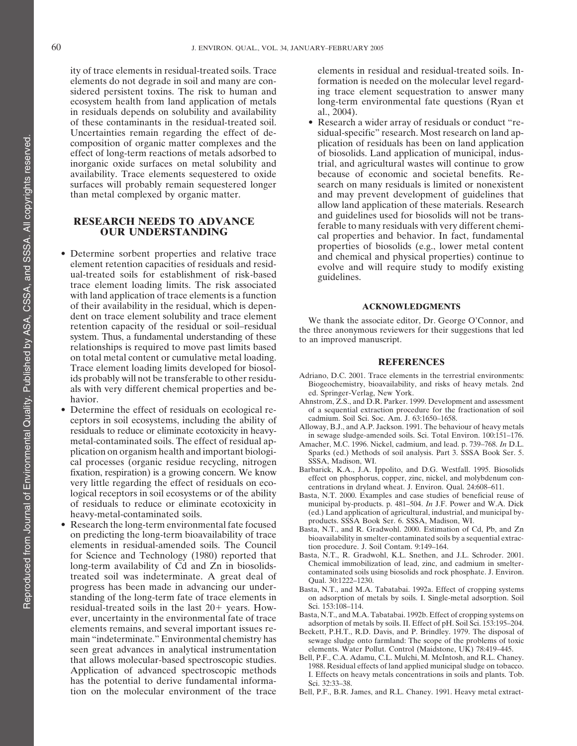ity of trace elements in residual-treated soils. Trace elements do not degrade in soil and many are considered persistent toxins. The risk to human and ecosystem health from land application of metals in residuals depends on solubility and availability of these contaminants in the residual-treated soil. Uncertainties remain regarding the effect of decomposition of organic matter complexes and the effect of long-term reactions of metals adsorbed to inorganic oxide surfaces on metal solubility and availability. Trace elements sequestered to oxide surfaces will probably remain sequestered longer than metal complexed by organic matter.

## RESEARCH NEEDS TO ADVANCE OUR UNDERSTANDING

- Determine sorbent properties and relative trace element retention capacities of residuals and residual-treated soils for establishment of risk-based trace element loading limits. The risk associated with land application of trace elements is a function of their availability in the residual, which is dependent on trace element solubility and trace element retention capacity of the residual or soil–residual system. Thus, a fundamental understanding of these relationships is required to move past limits based on total metal content or cumulative metal loading. Trace element loading limits developed for biosolids probably will not be transferable to other residuals with very different chemical properties and behavior.
- Determine the effect of residuals on ecological receptors in soil ecosystems, including the ability of residuals to reduce or eliminate ecotoxicity in heavy-metal-contaminated soils. The effect of residual application on organism health and important biological processes (organic residue recycling, nitrogen fixation, respiration) is a growing concern. We know very little regarding the effect of residuals on ecological receptors in soil ecosystems or of the ability of residuals to reduce or eliminate ecotoxicity in heavy-metal-contaminated soils.
- Research the long-term environmental fate focused on predicting the long-term bioavailability of trace elements in residual-amended soils. The Council for Science and Technology (1980) reported that long-term availability of Cd and Zn in biosolids-treated soil was indeterminate. A great deal of progress has been made in advancing our understanding of the long-term fate of trace elements in residual-treated soils in the last 20+ years. However, uncertainty in the environmental fate of trace elements remains, and several important issues remain "indeterminate." Environmental chemistry has seen great advances in analytical instrumentation that allows molecular-based spectroscopic studies. Application of advanced spectroscopic methods has the potential to derive fundamental information on the molecular environment of the trace elements in residual and residual-treated soils. Information is needed on the molecular level regarding trace element sequestration to answer many long-term environmental fate questions (Ryan et al., 2004).
- Research a wider array of residuals or conduct "residual-specific" research. Most research on land application of residuals has been on land application of biosolids. Land application of municipal, industrial, and agricultural wastes will continue to grow because of economic and societal benefits. Research on many residuals is limited or nonexistent and may prevent development of guidelines that allow land application of these materials. Research and guidelines used for biosolids will not be transferable to many residuals with very different chemical properties and behavior. In fact, fundamental properties of biosolids (e.g., lower metal content and chemical and physical properties) continue to evolve and will require study to modify existing guidelines.

## ACKNOWLEDGMENTS

We thank the associate editor, Dr. George O'Connor, and the three anonymous reviewers for their suggestions that led to an improved manuscript.

## REFERENCES

Adriano, D.C. 2001. Trace elements in the terrestrial environments: Biogeochemistry, bioavailability, and risks of heavy metals. 2nd ed. Springer-Verlag, New York.

Ahnstrom, Z.S., and D.R. Parker. 1999. Development and assessment of a sequential extraction procedure for the fractionation of soil cadmium. Soil Sci. Soc. Am. J. 63:1650–1658.

Alloway, B.J., and A.P. Jackson. 1991. The behaviour of heavy metals in sewage sludge-amended soils. Sci. Total Environ. 100:151–176.

Amacher, M.C. 1996. Nickel, cadmium, and lead. p. 739–768. *In* D.L. Sparks (ed.) Methods of soil analysis. Part 3. SSSA Book Ser. 5. SSSA, Madison, WI.

Barbarick, K.A., J.A. Ippolito, and D.G. Westfall. 1995. Biosolids effect on phosphorus, copper, zinc, nickel, and molybdenum concentrations in dryland wheat. J. Environ. Qual. 24:608–611.

Basta, N.T. 2000. Examples and case studies of beneficial reuse of municipal by-products. p. 481–504. *In* J.F. Power and W.A. Dick (ed.) Land application of agricultural, industrial, and municipal by-products. SSSA Book Ser. 6. SSSA, Madison, WI.

Basta, N.T., and R. Gradwohl. 2000. Estimation of Cd, Pb, and Zn bioavailability in smelter-contaminated soils by a sequential extraction procedure. J. Soil Contam. 9:149–164.

Basta, N.T., R. Gradwohl, K.L. Snethen, and J.L. Schroder. 2001. Chemical immobilization of lead, zinc, and cadmium in smelter-contaminated soils using biosolids and rock phosphate. J. Environ. Qual. 30:1222–1230.

Basta, N.T., and M.A. Tabatabai. 1992a. Effect of cropping systems on adsorption of metals by soils. I. Single-metal adsorption. Soil Sci. 153:108–114.

Basta, N.T., and M.A. Tabatabai. 1992b. Effect of cropping systems on adsorption of metals by soils. II. Effect of pH. Soil Sci. 153:195–204.

Beckett, P.H.T., R.D. Davis, and P. Brindley. 1979. The disposal of sewage sludge onto farmland: The scope of the problems of toxic elements. Water Pollut. Control (Maidstone, UK) 78:419–445.

Bell, P.F., C.A. Adamu, C.L. Mulchi, M. McIntosh, and R.L. Chaney. 1988. Residual effects of land applied municipal sludge on tobacco. I. Effects on heavy metals concentrations in soils and plants. Tob. Sci. 32:33–38.

Bell, P.F., B.R. James, and R.L. Chaney. 1991. Heavy metal extract-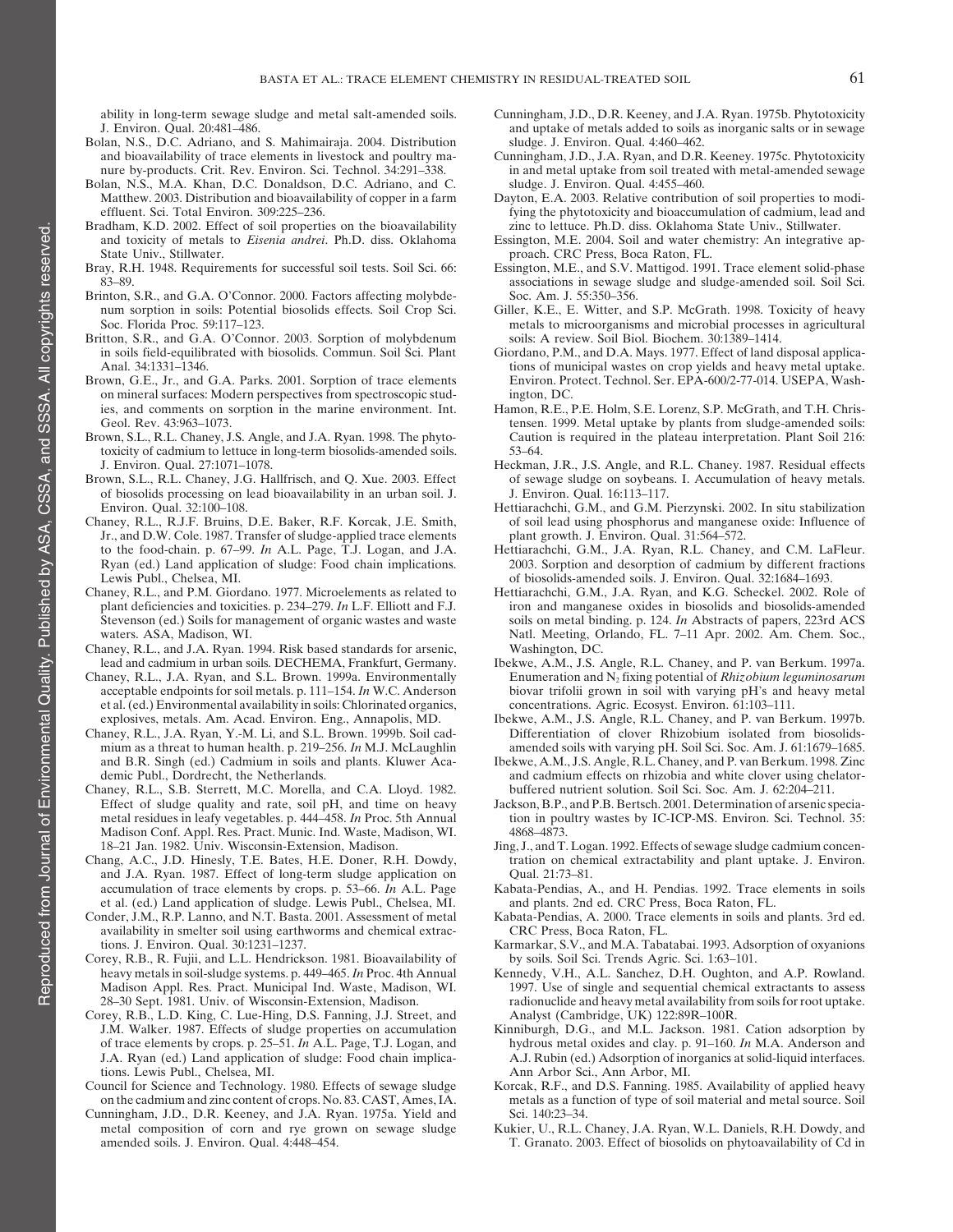ability in long-term sewage sludge and metal salt-amended soils. J. Environ. Qual. 20:481–486.

Bolan, N.S., D.C. Adriano, and S. Mahimairaja. 2004. Distribution and bioavailability of trace elements in livestock and poultry manure by-products. Crit. Rev. Environ. Sci. Technol. 34:291–338.

Bolan, N.S., M.A. Khan, D.C. Donaldson, D.C. Adriano, and C. Matthew. 2003. Distribution and bioavailability of copper in a farm effluent. Sci. Total Environ. 309:225–236.

Bradham, K.D. 2002. Effect of soil properties on the bioavailability and toxicity of metals to *Eisenia andrei*. Ph.D. diss. Oklahoma State Univ., Stillwater.

Bray, R.H. 1948. Requirements for successful soil tests. Soil Sci. 66: 83–89.

Brinton, S.R., and G.A. O'Connor. 2000. Factors affecting molybdenum sorption in soils: Potential biosolids effects. Soil Crop Sci. Soc. Florida Proc. 59:117–123.

Britton, S.R., and G.A. O'Connor. 2003. Sorption of molybdenum in soils field-equilibrated with biosolids. Commun. Soil Sci. Plant Anal. 34:1331–1346.

Brown, G.E., Jr., and G.A. Parks. 2001. Sorption of trace elements on mineral surfaces: Modern perspectives from spectroscopic studies, and comments on sorption in the marine environment. Int. Geol. Rev. 43:963–1073.

Brown, S.L., R.L. Chaney, J.S. Angle, and J.A. Ryan. 1998. The phytotoxicity of cadmium to lettuce in long-term biosolids-amended soils. J. Environ. Qual. 27:1071–1078.

Brown, S.L., R.L. Chaney, J.G. Hallfrisch, and Q. Xue. 2003. Effect of biosolids processing on lead bioavailability in an urban soil. J. Environ. Qual. 32:100–108.

Chaney, R.L., R.J.F. Bruins, D.E. Baker, R.F. Korcak, J.E. Smith, Jr., and D.W. Cole. 1987. Transfer of sludge-applied trace elements to the food-chain. p. 67–99. *In* A.L. Page, T.J. Logan, and J.A. Ryan (ed.) Land application of sludge: Food chain implications. Lewis Publ., Chelsea, MI.

Chaney, R.L., and P.M. Giordano. 1977. Microelements as related to plant deficiencies and toxicities. p. 234–279. *In* L.F. Elliott and F.J. Stevenson (ed.) Soils for management of organic wastes and waste waters. ASA, Madison, WI.

Chaney, R.L., and J.A. Ryan. 1994. Risk based standards for arsenic, lead and cadmium in urban soils. DECHEMA, Frankfurt, Germany.

Chaney, R.L., J.A. Ryan, and S.L. Brown. 1999a. Environmentally acceptable endpoints for soil metals. p. 111–154. *In* W.C. Anderson et al. (ed.) Environmental availability in soils: Chlorinated organics, explosives, metals. Am. Acad. Environ. Eng., Annapolis, MD.

Chaney, R.L., J.A. Ryan, Y.-M. Li, and S.L. Brown. 1999b. Soil cadmium as a threat to human health. p. 219–256. *In* M.J. McLaughlin and B.R. Singh (ed.) Cadmium in soils and plants. Kluwer Academic Publ., Dordrecht, the Netherlands.

Chaney, R.L., S.B. Sterrett, M.C. Morella, and C.A. Lloyd. 1982. Effect of sludge quality and rate, soil pH, and time on heavy metal residues in leafy vegetables. p. 444–458. *In* Proc. 5th Annual Madison Conf. Appl. Res. Pract. Munic. Ind. Waste, Madison, WI. 18–21 Jan. 1982. Univ. Wisconsin-Extension, Madison.

Chang, A.C., J.D. Hinesly, T.E. Bates, H.E. Doner, R.H. Dowdy, and J.A. Ryan. 1987. Effect of long-term sludge application on accumulation of trace elements by crops. p. 53–66. *In* A.L. Page et al. (ed.) Land application of sludge. Lewis Publ., Chelsea, MI.

Conder, J.M., R.P. Lanno, and N.T. Basta. 2001. Assessment of metal availability in smelter soil using earthworms and chemical extractions. J. Environ. Qual. 30:1231–1237.

Corey, R.B., R. Fujii, and L.L. Hendrickson. 1981. Bioavailability of heavy metals in soil-sludge systems. p. 449–465. *In* Proc. 4th Annual Madison Appl. Res. Pract. Municipal Ind. Waste, Madison, WI. 28–30 Sept. 1981. Univ. of Wisconsin-Extension, Madison.

Corey, R.B., L.D. King, C. Lue-Hing, D.S. Fanning, J.J. Street, and J.M. Walker. 1987. Effects of sludge properties on accumulation of trace elements by crops. p. 25–51. *In* A.L. Page, T.J. Logan, and J.A. Ryan (ed.) Land application of sludge: Food chain implications. Lewis Publ., Chelsea, MI.

Council for Science and Technology. 1980. Effects of sewage sludge on the cadmium and zinc content of crops. No. 83. CAST, Ames, IA.

Cunningham, J.D., D.R. Keeney, and J.A. Ryan. 1975a. Yield and metal composition of corn and rye grown on sewage sludge amended soils. J. Environ. Qual. 4:448–454.

Cunningham, J.D., D.R. Keeney, and J.A. Ryan. 1975b. Phytotoxicity and uptake of metals added to soils as inorganic salts or in sewage sludge. J. Environ. Qual. 4:460–462.

Cunningham, J.D., J.A. Ryan, and D.R. Keeney. 1975c. Phytotoxicity in and metal uptake from soil treated with metal-amended sewage sludge. J. Environ. Qual. 4:455–460.

Dayton, E.A. 2003. Relative contribution of soil properties to modifying the phytotoxicity and bioaccumulation of cadmium, lead and zinc to lettuce. Ph.D. diss. Oklahoma State Univ., Stillwater.

Essington, M.E. 2004. Soil and water chemistry: An integrative approach. CRC Press, Boca Raton, FL.

Essington, M.E., and S.V. Mattigod. 1991. Trace element solid-phase associations in sewage sludge and sludge-amended soil. Soil Sci. Soc. Am. J. 55:350–356.

Giller, K.E., E. Witter, and S.P. McGrath. 1998. Toxicity of heavy metals to microorganisms and microbial processes in agricultural soils: A review. Soil Biol. Biochem. 30:1389–1414.

Giordano, P.M., and D.A. Mays. 1977. Effect of land disposal applications of municipal wastes on crop yields and heavy metal uptake. Environ. Protect. Technol. Ser. EPA-600/2-77-014. USEPA, Washington, DC.

Hamon, R.E., P.E. Holm, S.E. Lorenz, S.P. McGrath, and T.H. Christensen. 1999. Metal uptake by plants from sludge-amended soils: Caution is required in the plateau interpretation. Plant Soil 216: 53–64.

Heckman, J.R., J.S. Angle, and R.L. Chaney. 1987. Residual effects of sewage sludge on soybeans. I. Accumulation of heavy metals. J. Environ. Qual. 16:113–117.

Hettiarachchi, G.M., and G.M. Pierzynski. 2002. In situ stabilization of soil lead using phosphorus and manganese oxide: Influence of plant growth. J. Environ. Qual. 31:564–572.

Hettiarachchi, G.M., J.A. Ryan, R.L. Chaney, and C.M. LaFleur. 2003. Sorption and desorption of cadmium by different fractions of biosolids-amended soils. J. Environ. Qual. 32:1684–1693.

Hettiarachchi, G.M., J.A. Ryan, and K.G. Scheckel. 2002. Role of iron and manganese oxides in biosolids and biosolids-amended soils on metal binding. p. 124. *In* Abstracts of papers, 223rd ACS Natl. Meeting, Orlando, FL. 7–11 Apr. 2002. Am. Chem. Soc., Washington, DC.

Ibekwe, A.M., J.S. Angle, R.L. Chaney, and P. van Berkum. 1997a. Enumeration and $N_2$ fixing potential of *Rhizobium leguminosarum* biovar trifolii grown in soil with varying pH's and heavy metal concentrations. Agric. Ecosyst. Environ. 61:103–111.

Ibekwe, A.M., J.S. Angle, R.L. Chaney, and P. van Berkum. 1997b. Differentiation of clover Rhizobium isolated from biosolids-amended soils with varying pH. Soil Sci. Soc. Am. J. 61:1679–1685.

Ibekwe, A.M., J.S. Angle, R.L. Chaney, and P. van Berkum. 1998. Zinc and cadmium effects on rhizobia and white clover using chelator-buffered nutrient solution. Soil Sci. Soc. Am. J. 62:204–211.

Jackson, B.P., and P.B. Bertsch. 2001. Determination of arsenic speciation in poultry wastes by IC-ICP-MS. Environ. Sci. Technol. 35: 4868–4873.

Jing, J., and T. Logan. 1992. Effects of sewage sludge cadmium concentration on chemical extractability and plant uptake. J. Environ. Qual. 21:73–81.

Kabata-Pendias, A., and H. Pendias. 1992. Trace elements in soils and plants. 2nd ed. CRC Press, Boca Raton, FL.

Kabata-Pendias, A. 2000. Trace elements in soils and plants. 3rd ed. CRC Press, Boca Raton, FL.

Karmarkar, S.V., and M.A. Tabatabai. 1993. Adsorption of oxyanions by soils. Soil Sci. Trends Agric. Sci. 1:63–101.

Kennedy, V.H., A.L. Sanchez, D.H. Oughton, and A.P. Rowland. 1997. Use of single and sequential chemical extractants to assess radionuclide and heavy metal availability from soils for root uptake. Analyst (Cambridge, UK) 122:89R–100R.

Kinniburgh, D.G., and M.L. Jackson. 1981. Cation adsorption by hydrous metal oxides and clay. p. 91–160. *In* M.A. Anderson and A.J. Rubin (ed.) Adsorption of inorganics at solid-liquid interfaces. Ann Arbor Sci., Ann Arbor, MI.

Korcak, R.F., and D.S. Fanning. 1985. Availability of applied heavy metals as a function of type of soil material and metal source. Soil Sci. 140:23–34.

Kukier, U., R.L. Chaney, J.A. Ryan, W.L. Daniels, R.H. Dowdy, and T. Granato. 2003. Effect of biosolids on phytoavailability of Cd in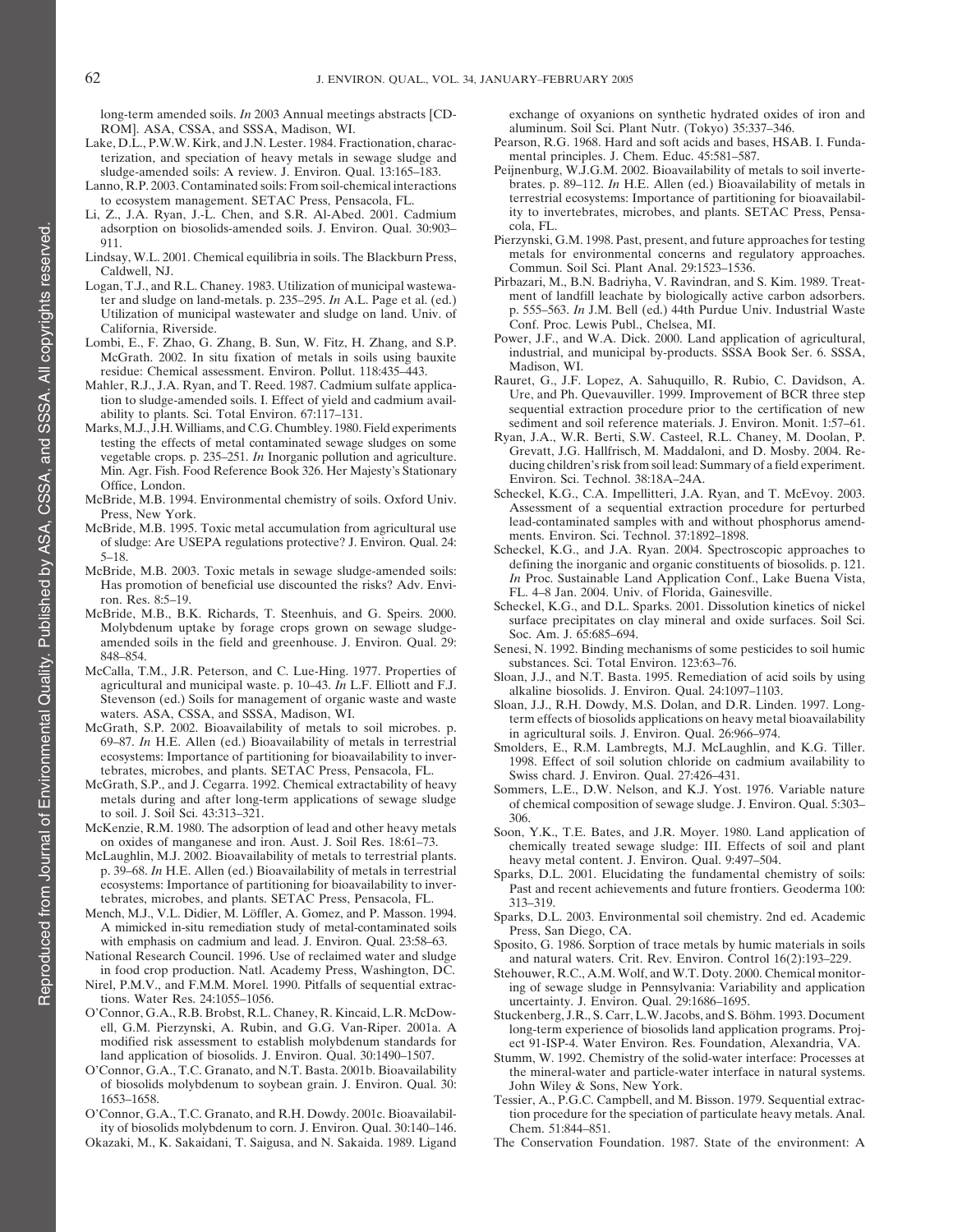long-term amended soils. *In* 2003 Annual meetings abstracts [CD-ROM]. ASA, CSSA, and SSSA, Madison, WI.

Lake, D.L., P.W.W. Kirk, and J.N. Lester. 1984. Fractionation, characterization, and speciation of heavy metals in sewage sludge and sludge-amended soils: A review. J. Environ. Qual. 13:165–183.

Lanno, R.P. 2003. Contaminated soils: From soil-chemical interactions to ecosystem management. SETAC Press, Pensacola, FL.

Li, Z., J.A. Ryan, J.-L. Chen, and S.R. Al-Abed. 2001. Cadmium adsorption on biosolids-amended soils. J. Environ. Qual. 30:903–911.

Lindsay, W.L. 2001. Chemical equilibria in soils. The Blackburn Press, Caldwell, NJ.

Logan, T.J., and R.L. Chaney. 1983. Utilization of municipal wastewater and sludge on land-metals. p. 235–295. *In* A.L. Page et al. (ed.) Utilization of municipal wastewater and sludge on land. Univ. of California, Riverside.

Lombi, E., F. Zhao, G. Zhang, B. Sun, W. Fitz, H. Zhang, and S.P. McGrath. 2002. In situ fixation of metals in soils using bauxite residue: Chemical assessment. Environ. Pollut. 118:435–443.

Mahler, R.J., J.A. Ryan, and T. Reed. 1987. Cadmium sulfate application to sludge-amended soils. I. Effect of yield and cadmium availability to plants. Sci. Total Environ. 67:117–131.

Marks, M.J., J.H. Williams, and C.G. Chumbley. 1980. Field experiments testing the effects of metal contaminated sewage sludges on some vegetable crops. p. 235–251. *In* Inorganic pollution and agriculture. Min. Agr. Fish. Food Reference Book 326. Her Majesty's Stationary Office, London.

McBride, M.B. 1994. Environmental chemistry of soils. Oxford Univ. Press, New York.

McBride, M.B. 1995. Toxic metal accumulation from agricultural use of sludge: Are USEPA regulations protective? J. Environ. Qual. 24: 5–18.

McBride, M.B. 2003. Toxic metals in sewage sludge-amended soils: Has promotion of beneficial use discounted the risks? Adv. Environ. Res. 8:5–19.

McBride, M.B., B.K. Richards, T. Steenhuis, and G. Speirs. 2000. Molybdenum uptake by forage crops grown on sewage sludge-amended soils in the field and greenhouse. J. Environ. Qual. 29: 848–854.

McCalla, T.M., J.R. Peterson, and C. Lue-Hing. 1977. Properties of agricultural and municipal waste. p. 10–43. *In* L.F. Elliott and F.J. Stevenson (ed.) Soils for management of organic waste and waste waters. ASA, CSSA, and SSSA, Madison, WI.

McGrath, S.P. 2002. Bioavailability of metals to soil microbes. p. 69–87. *In* H.E. Allen (ed.) Bioavailability of metals in terrestrial ecosystems: Importance of partitioning for bioavailability to invertebrates, microbes, and plants. SETAC Press, Pensacola, FL.

McGrath, S.P., and J. Cegarra. 1992. Chemical extractability of heavy metals during and after long-term applications of sewage sludge to soil. J. Soil Sci. 43:313–321.

McKenzie, R.M. 1980. The adsorption of lead and other heavy metals on oxides of manganese and iron. Aust. J. Soil Res. 18:61–73.

McLaughlin, M.J. 2002. Bioavailability of metals to terrestrial plants. p. 39–68. *In* H.E. Allen (ed.) Bioavailability of metals in terrestrial ecosystems: Importance of partitioning for bioavailability to invertebrates, microbes, and plants. SETAC Press, Pensacola, FL.

Mench, M.J., V.L. Didier, M. Löffler, A. Gomez, and P. Masson. 1994. A mimicked in-situ remediation study of metal-contaminated soils with emphasis on cadmium and lead. J. Environ. Qual. 23:58–63.

National Research Council. 1996. Use of reclaimed water and sludge in food crop production. Natl. Academy Press, Washington, DC.

Nirel, P.M.V., and F.M.M. Morel. 1990. Pitfalls of sequential extractions. Water Res. 24:1055–1056.

O'Connor, G.A., R.B. Brobst, R.L. Chaney, R. Kincaid, L.R. McDowell, G.M. Pierzynski, A. Rubin, and G.G. Van-Riper. 2001a. A modified risk assessment to establish molybdenum standards for land application of biosolids. J. Environ. Qual. 30:1490–1507.

O'Connor, G.A., T.C. Granato, and N.T. Basta. 2001b. Bioavailability of biosolids molybdenum to soybean grain. J. Environ. Qual. 30: 1653–1658.

O'Connor, G.A., T.C. Granato, and R.H. Dowdy. 2001c. Bioavailability of biosolids molybdenum to corn. J. Environ. Qual. 30:140–146.

Okazaki, M., K. Sakaidani, T. Saigusa, and N. Sakaida. 1989. Ligand exchange of oxyanions on synthetic hydrated oxides of iron and aluminum. Soil Sci. Plant Nutr. (Tokyo) 35:337–346.

Pearson, R.G. 1968. Hard and soft acids and bases, HSAB. I. Fundamental principles. J. Chem. Educ. 45:581–587.

Peijnenburg, W.J.G.M. 2002. Bioavailability of metals to soil invertebrates. p. 89–112. *In* H.E. Allen (ed.) Bioavailability of metals in terrestrial ecosystems: Importance of partitioning for bioavailability to invertebrates, microbes, and plants. SETAC Press, Pensacola, FL.

Pierzynski, G.M. 1998. Past, present, and future approaches for testing metals for environmental concerns and regulatory approaches. Commun. Soil Sci. Plant Anal. 29:1523–1536.

Pirbazari, M., B.N. Badriyha, V. Ravindran, and S. Kim. 1989. Treatment of landfill leachate by biologically active carbon adsorbers. p. 555–563. *In* J.M. Bell (ed.) 44th Purdue Univ. Industrial Waste Conf. Proc. Lewis Publ., Chelsea, MI.

Power, J.F., and W.A. Dick. 2000. Land application of agricultural, industrial, and municipal by-products. SSSA Book Ser. 6. SSSA, Madison, WI.

Rauret, G., J.F. Lopez, A. Sahuquillo, R. Rubio, C. Davidson, A. Ure, and Ph. Quevauviller. 1999. Improvement of BCR three step sequential extraction procedure prior to the certification of new sediment and soil reference materials. J. Environ. Monit. 1:57–61.

Ryan, J.A., W.R. Berti, S.W. Casteel, R.L. Chaney, M. Doolan, P. Grevatt, J.G. Hallfrisch, M. Maddaloni, and D. Mosby. 2004. Reducing children's risk from soil lead: Summary of a field experiment. Environ. Sci. Technol. 38:18A–24A.

Scheckel, K.G., C.A. Impellitteri, J.A. Ryan, and T. McEvoy. 2003. Assessment of a sequential extraction procedure for perturbed lead-contaminated samples with and without phosphorus amendments. Environ. Sci. Technol. 37:1892–1898.

Scheckel, K.G., and J.A. Ryan. 2004. Spectroscopic approaches to defining the inorganic and organic constituents of biosolids. p. 121. *In* Proc. Sustainable Land Application Conf., Lake Buena Vista, FL. 4–8 Jan. 2004. Univ. of Florida, Gainesville.

Scheckel, K.G., and D.L. Sparks. 2001. Dissolution kinetics of nickel surface precipitates on clay mineral and oxide surfaces. Soil Sci. Soc. Am. J. 65:685–694.

Senesi, N. 1992. Binding mechanisms of some pesticides to soil humic substances. Sci. Total Environ. 123:63–76.

Sloan, J.J., and N.T. Basta. 1995. Remediation of acid soils by using alkaline biosolids. J. Environ. Qual. 24:1097–1103.

Sloan, J.J., R.H. Dowdy, M.S. Dolan, and D.R. Linden. 1997. Long-term effects of biosolids applications on heavy metal bioavailability in agricultural soils. J. Environ. Qual. 26:966–974.

Smolders, E., R.M. Lambregts, M.J. McLaughlin, and K.G. Tiller. 1998. Effect of soil solution chloride on cadmium availability to Swiss chard. J. Environ. Qual. 27:426–431.

Sommers, L.E., D.W. Nelson, and K.J. Yost. 1976. Variable nature of chemical composition of sewage sludge. J. Environ. Qual. 5:303–306.

Soon, Y.K., T.E. Bates, and J.R. Moyer. 1980. Land application of chemically treated sewage sludge: III. Effects of soil and plant heavy metal content. J. Environ. Qual. 9:497–504.

Sparks, D.L. 2001. Elucidating the fundamental chemistry of soils: Past and recent achievements and future frontiers. Geoderma 100: 313–319.

Sparks, D.L. 2003. Environmental soil chemistry. 2nd ed. Academic Press, San Diego, CA.

Sposito, G. 1986. Sorption of trace metals by humic materials in soils and natural waters. Crit. Rev. Environ. Control 16(2):193–229.

Stehouwer, R.C., A.M. Wolf, and W.T. Doty. 2000. Chemical monitoring of sewage sludge in Pennsylvania: Variability and application uncertainty. J. Environ. Qual. 29:1686–1695.

Stuckenberg, J.R., S. Carr, L.W. Jacobs, and S. Böhm. 1993. Document long-term experience of biosolids land application programs. Project 91-ISP-4. Water Environ. Res. Foundation, Alexandria, VA.

Stumm, W. 1992. Chemistry of the solid-water interface: Processes at the mineral-water and particle-water interface in natural systems. John Wiley & Sons, New York.

Tessier, A., P.G.C. Campbell, and M. Bisson. 1979. Sequential extraction procedure for the speciation of particulate heavy metals. Anal. Chem. 51:844–851.

The Conservation Foundation. 1987. State of the environment: A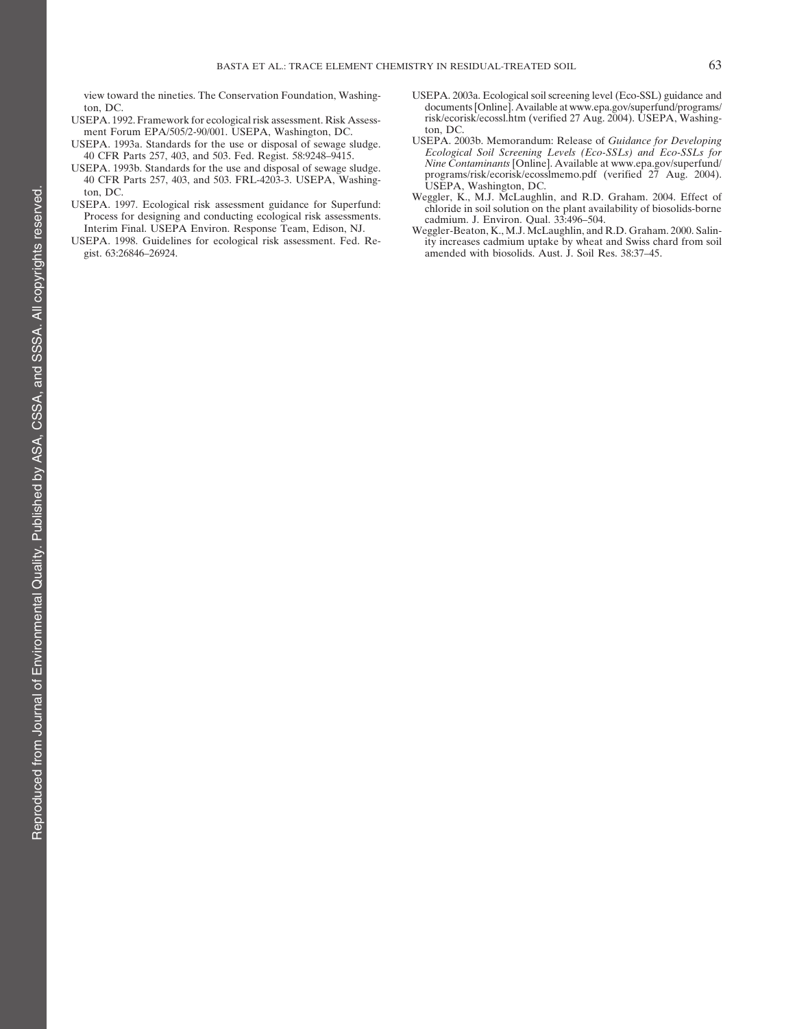view toward the nineties. The Conservation Foundation, Washington, DC.

USEPA. 1992. Framework for ecological risk assessment. Risk Assessment Forum EPA/505/2-90/001. USEPA, Washington, DC.

USEPA. 1993a. Standards for the use or disposal of sewage sludge. 40 CFR Parts 257, 403, and 503. Fed. Regist. 58:9248–9415.

USEPA. 1993b. Standards for the use and disposal of sewage sludge. 40 CFR Parts 257, 403, and 503. FRL-4203-3. USEPA, Washington, DC.

USEPA. 1997. Ecological risk assessment guidance for Superfund: Process for designing and conducting ecological risk assessments. Interim Final. USEPA Environ. Response Team, Edison, NJ.

USEPA. 1998. Guidelines for ecological risk assessment. Fed. Regist. 63:26846–26924.

USEPA. 2003a. Ecological soil screening level (Eco-SSL) guidance and documents [Online]. Available at www.epa.gov/superfund/programs/risk/ecorisk/ecossl.htm (verified 27 Aug. 2004). USEPA, Washington, DC.

USEPA. 2003b. Memorandum: Release of *Guidance for Developing Ecological Soil Screening Levels (Eco-SSLs) and Eco-SSLs for Nine Contaminants* [Online]. Available at www.epa.gov/superfund/programs/risk/ecorisk/ecosslmemo.pdf (verified 27 Aug. 2004). USEPA, Washington, DC.

Weggler, K., M.J. McLaughlin, and R.D. Graham. 2004. Effect of chloride in soil solution on the plant availability of biosolids-borne cadmium. J. Environ. Qual. 33:496–504.

Weggler-Beaton, K., M.J. McLaughlin, and R.D. Graham. 2000. Salinity increases cadmium uptake by wheat and Swiss chard from soil amended with biosolids. Aust. J. Soil Res. 38:37–45.